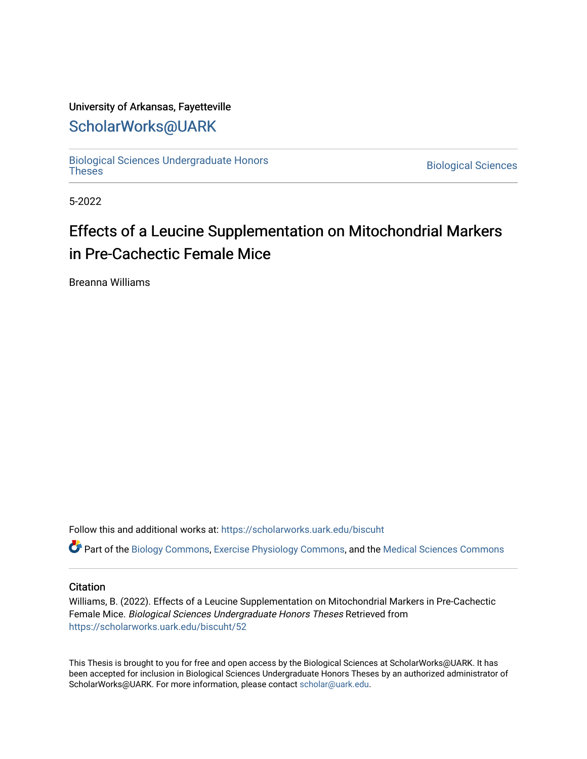University of Arkansas, Fayetteville

# ScholarWorks@UARK

Biological Sciences Undergraduate Honors Theses

Biological Sciences

5-2022

## Effects of a Leucine Supplementation on Mitochondrial Markers in Pre-Cachectic Female Mice

Breanna Williams

Follow this and additional works at: https://scholarworks.uark.edu/biscuht

Part of the Biology Commons, Exercise Physiology Commons, and the Medical Sciences Commons

### Citation

Williams, B. (2022). Effects of a Leucine Supplementation on Mitochondrial Markers in Pre-Cachectic Female Mice. *Biological Sciences Undergraduate Honors Theses* Retrieved from https://scholarworks.uark.edu/biscuht/52

This Thesis is brought to you for free and open access by the Biological Sciences at ScholarWorks@UARK. It has been accepted for inclusion in Biological Sciences Undergraduate Honors Theses by an authorized administrator of ScholarWorks@UARK. For more information, please contact scholar@uark.edu.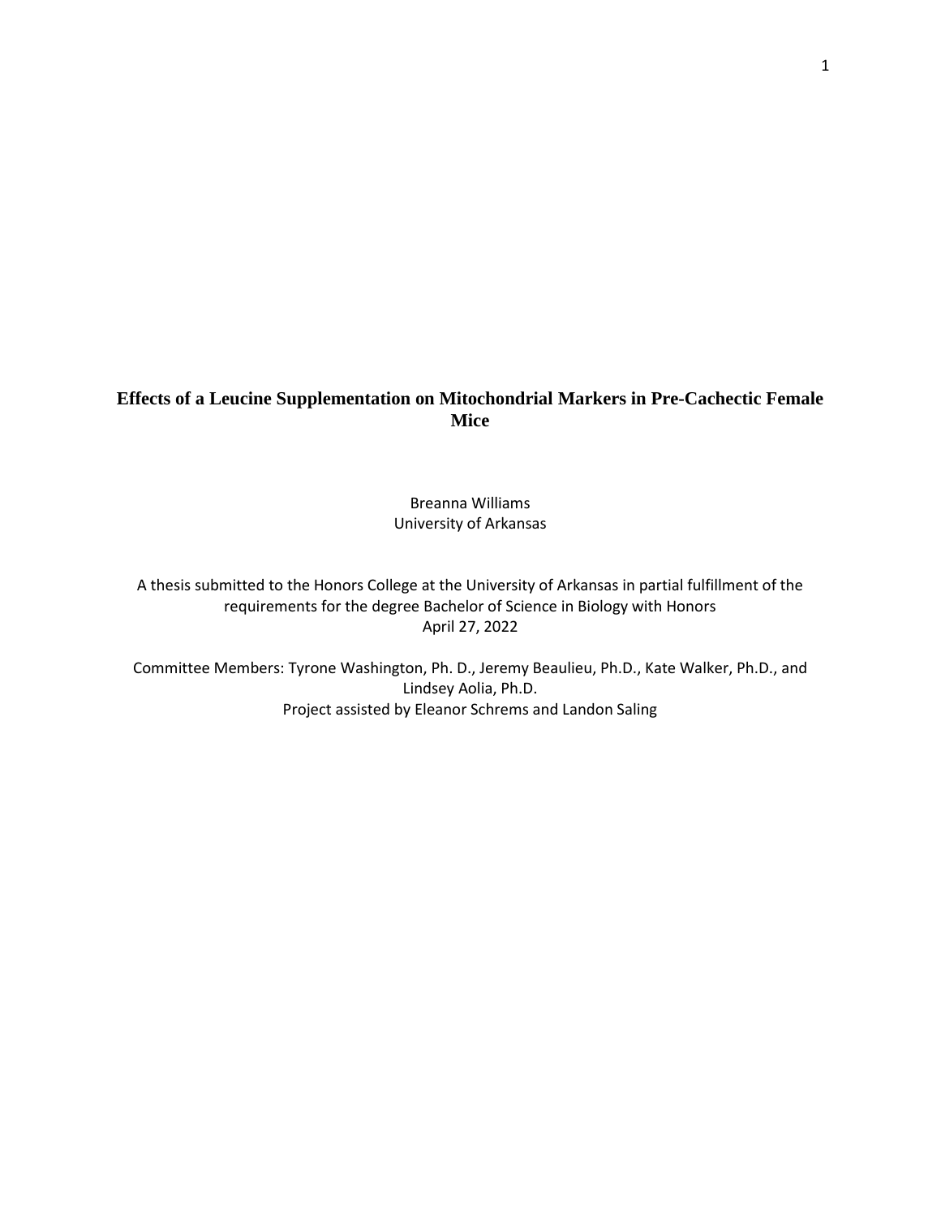# Effects of a Leucine Supplementation on Mitochondrial Markers in Pre-Cachectic Female Mice

Breanna Williams
University of Arkansas

A thesis submitted to the Honors College at the University of Arkansas in partial fulfillment of the requirements for the degree Bachelor of Science in Biology with Honors
April 27, 2022

Committee Members: Tyrone Washington, Ph. D., Jeremy Beaulieu, Ph.D., Kate Walker, Ph.D., and Lindsey Aolia, Ph.D.
Project assisted by Eleanor Schrems and Landon Saling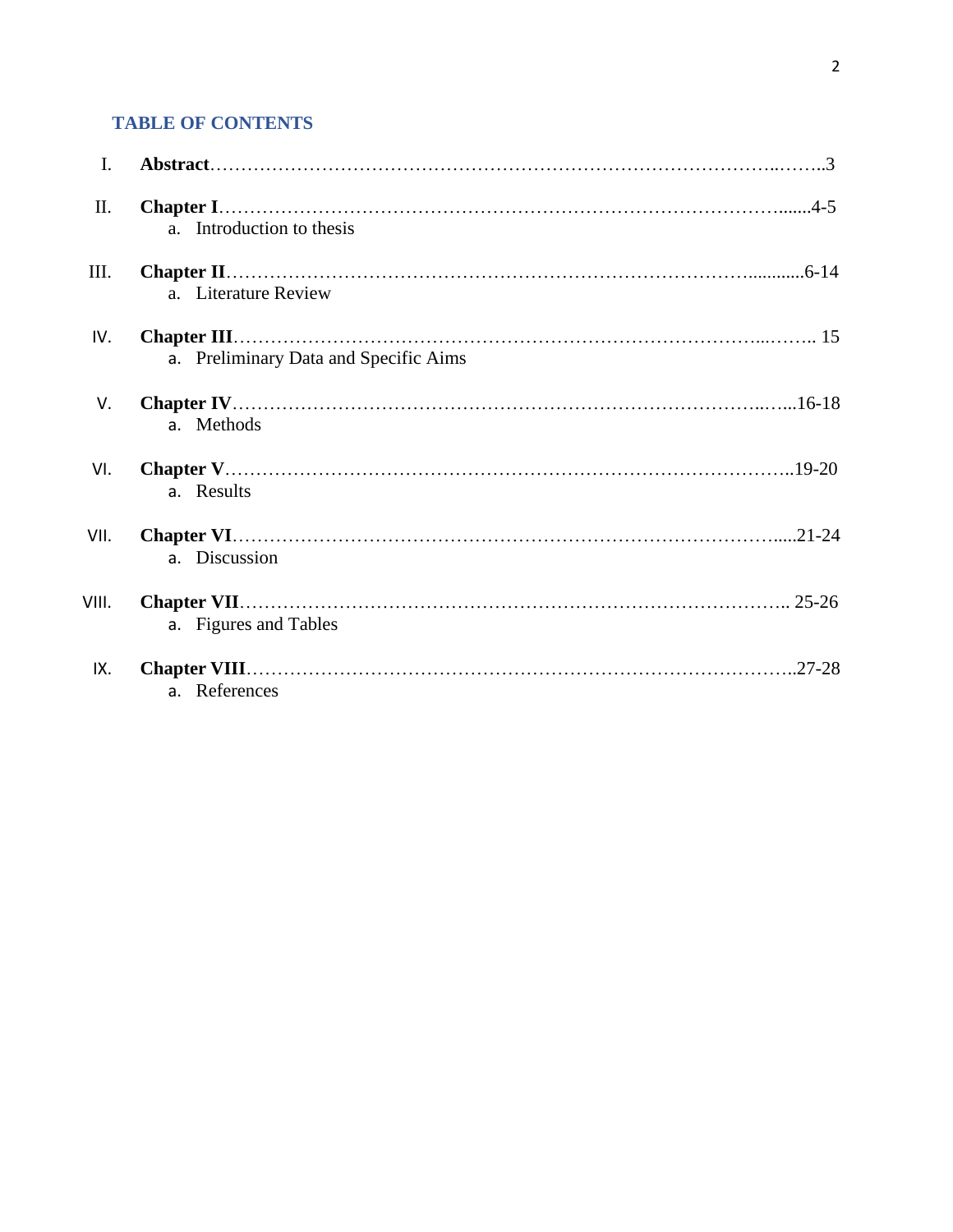## TABLE OF CONTENTS

I. **Abstract**……………………………………………………………………………..……..3

II. **Chapter I**……………………………………………………………………………......4-5
   a. Introduction to thesis

III. **Chapter II**…………………………………………………………………………...........6-14
   a. Literature Review

IV. **Chapter III**……………………………………………………………………...…….. 15
   a. Preliminary Data and Specific Aims

V. **Chapter IV**……………………………………………………………………..…...16-18
   a. Methods

VI. **Chapter V**……………………………………………………………………………..19-20
   a. Results

VII. **Chapter VI**…………………………………………………………………………......21-24
   a. Discussion

VIII. **Chapter VII**………………………………………………………………………….. 25-26
   a. Figures and Tables

IX. **Chapter VIII**…………………………………………………………………………..27-28
   a. References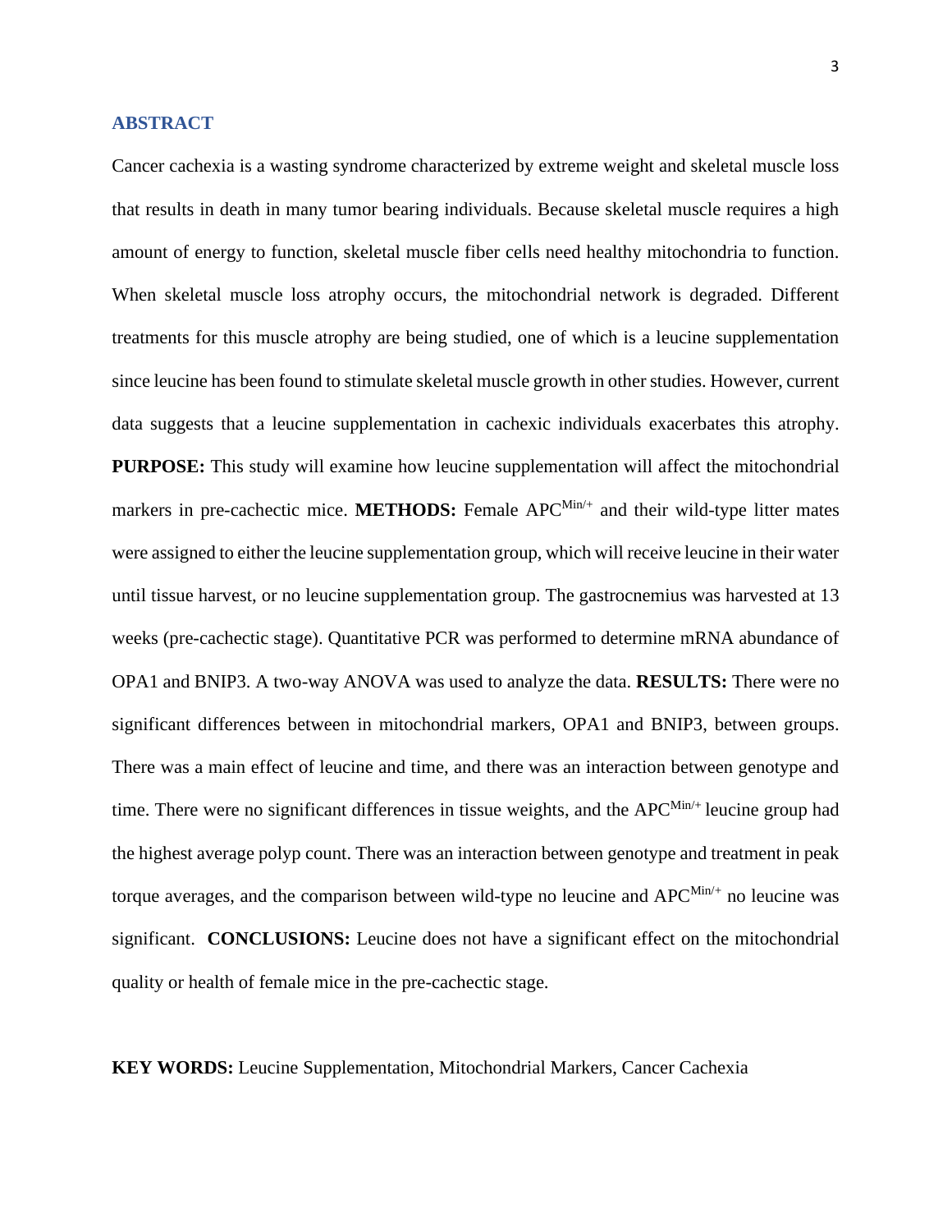## ABSTRACT

Cancer cachexia is a wasting syndrome characterized by extreme weight and skeletal muscle loss that results in death in many tumor bearing individuals. Because skeletal muscle requires a high amount of energy to function, skeletal muscle fiber cells need healthy mitochondria to function. When skeletal muscle loss atrophy occurs, the mitochondrial network is degraded. Different treatments for this muscle atrophy are being studied, one of which is a leucine supplementation since leucine has been found to stimulate skeletal muscle growth in other studies. However, current data suggests that a leucine supplementation in cachexic individuals exacerbates this atrophy. **PURPOSE:** This study will examine how leucine supplementation will affect the mitochondrial markers in pre-cachectic mice. **METHODS:** Female $APC^{Min/+}$ and their wild-type litter mates were assigned to either the leucine supplementation group, which will receive leucine in their water until tissue harvest, or no leucine supplementation group. The gastrocnemius was harvested at 13 weeks (pre-cachectic stage). Quantitative PCR was performed to determine mRNA abundance of OPA1 and BNIP3. A two-way ANOVA was used to analyze the data. **RESULTS:** There were no significant differences between in mitochondrial markers, OPA1 and BNIP3, between groups. There was a main effect of leucine and time, and there was an interaction between genotype and time. There were no significant differences in tissue weights, and the $APC^{Min/+}$ leucine group had the highest average polyp count. There was an interaction between genotype and treatment in peak torque averages, and the comparison between wild-type no leucine and $APC^{Min/+}$ no leucine was significant. **CONCLUSIONS:** Leucine does not have a significant effect on the mitochondrial quality or health of female mice in the pre-cachectic stage.

**KEY WORDS:** Leucine Supplementation, Mitochondrial Markers, Cancer Cachexia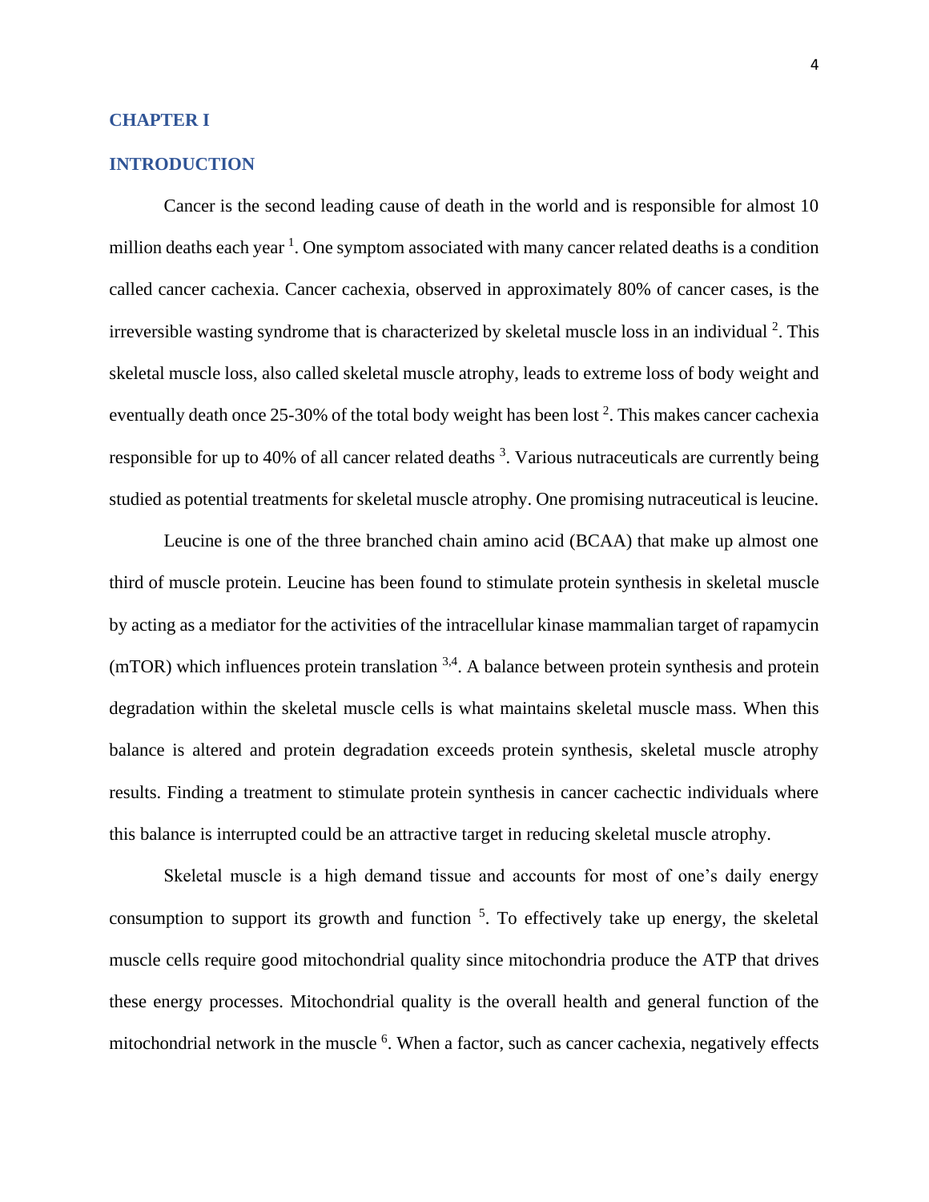# CHAPTER I

## INTRODUCTION

Cancer is the second leading cause of death in the world and is responsible for almost 10 million deaths each year [1]. One symptom associated with many cancer related deaths is a condition called cancer cachexia. Cancer cachexia, observed in approximately 80% of cancer cases, is the irreversible wasting syndrome that is characterized by skeletal muscle loss in an individual [2]. This skeletal muscle loss, also called skeletal muscle atrophy, leads to extreme loss of body weight and eventually death once 25-30% of the total body weight has been lost [2]. This makes cancer cachexia responsible for up to 40% of all cancer related deaths [3]. Various nutraceuticals are currently being studied as potential treatments for skeletal muscle atrophy. One promising nutraceutical is leucine.

Leucine is one of the three branched chain amino acid (BCAA) that make up almost one third of muscle protein. Leucine has been found to stimulate protein synthesis in skeletal muscle by acting as a mediator for the activities of the intracellular kinase mammalian target of rapamycin (mTOR) which influences protein translation [3,4]. A balance between protein synthesis and protein degradation within the skeletal muscle cells is what maintains skeletal muscle mass. When this balance is altered and protein degradation exceeds protein synthesis, skeletal muscle atrophy results. Finding a treatment to stimulate protein synthesis in cancer cachectic individuals where this balance is interrupted could be an attractive target in reducing skeletal muscle atrophy.

Skeletal muscle is a high demand tissue and accounts for most of one's daily energy consumption to support its growth and function [5]. To effectively take up energy, the skeletal muscle cells require good mitochondrial quality since mitochondria produce the ATP that drives these energy processes. Mitochondrial quality is the overall health and general function of the mitochondrial network in the muscle [6]. When a factor, such as cancer cachexia, negatively effects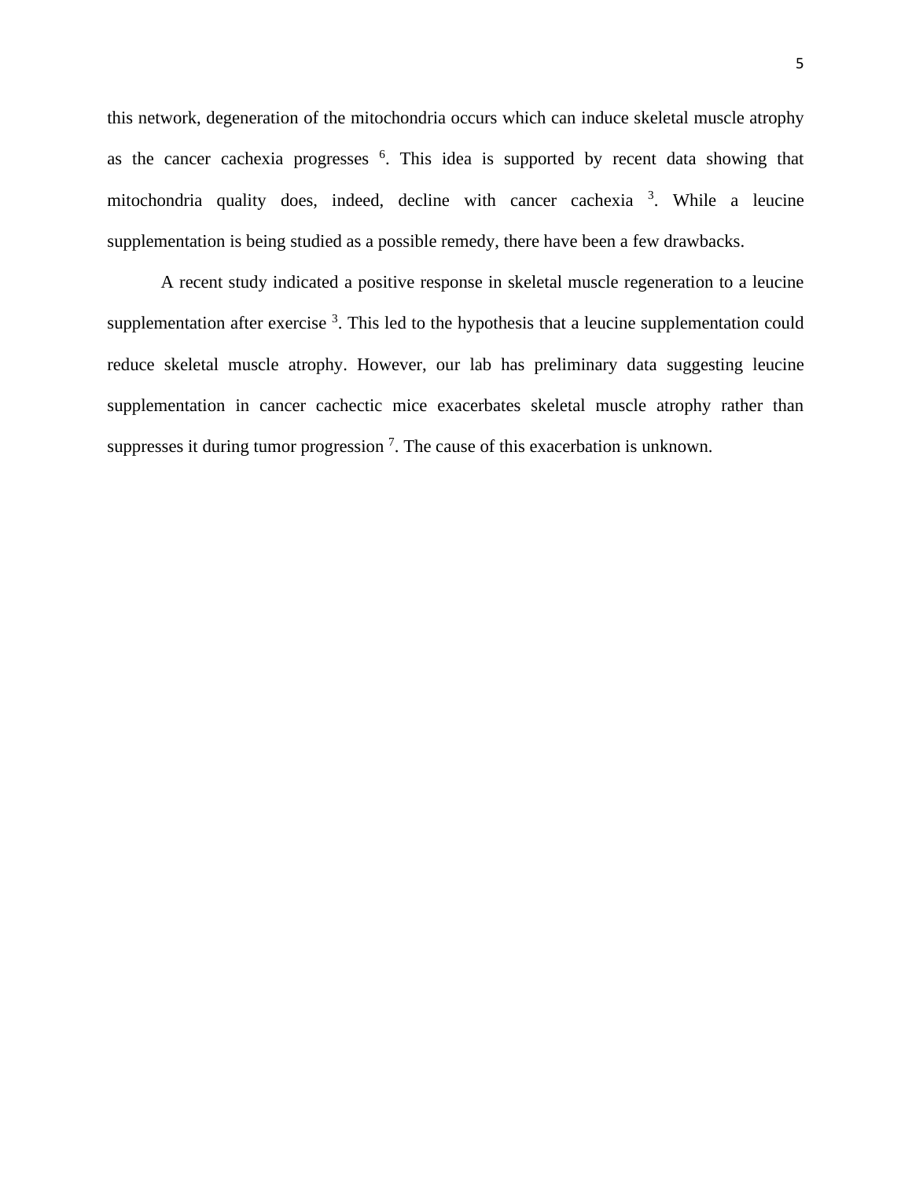this network, degeneration of the mitochondria occurs which can induce skeletal muscle atrophy as the cancer cachexia progresses [6]. This idea is supported by recent data showing that mitochondria quality does, indeed, decline with cancer cachexia [3]. While a leucine supplementation is being studied as a possible remedy, there have been a few drawbacks.

A recent study indicated a positive response in skeletal muscle regeneration to a leucine supplementation after exercise [3]. This led to the hypothesis that a leucine supplementation could reduce skeletal muscle atrophy. However, our lab has preliminary data suggesting leucine supplementation in cancer cachectic mice exacerbates skeletal muscle atrophy rather than suppresses it during tumor progression [7]. The cause of this exacerbation is unknown.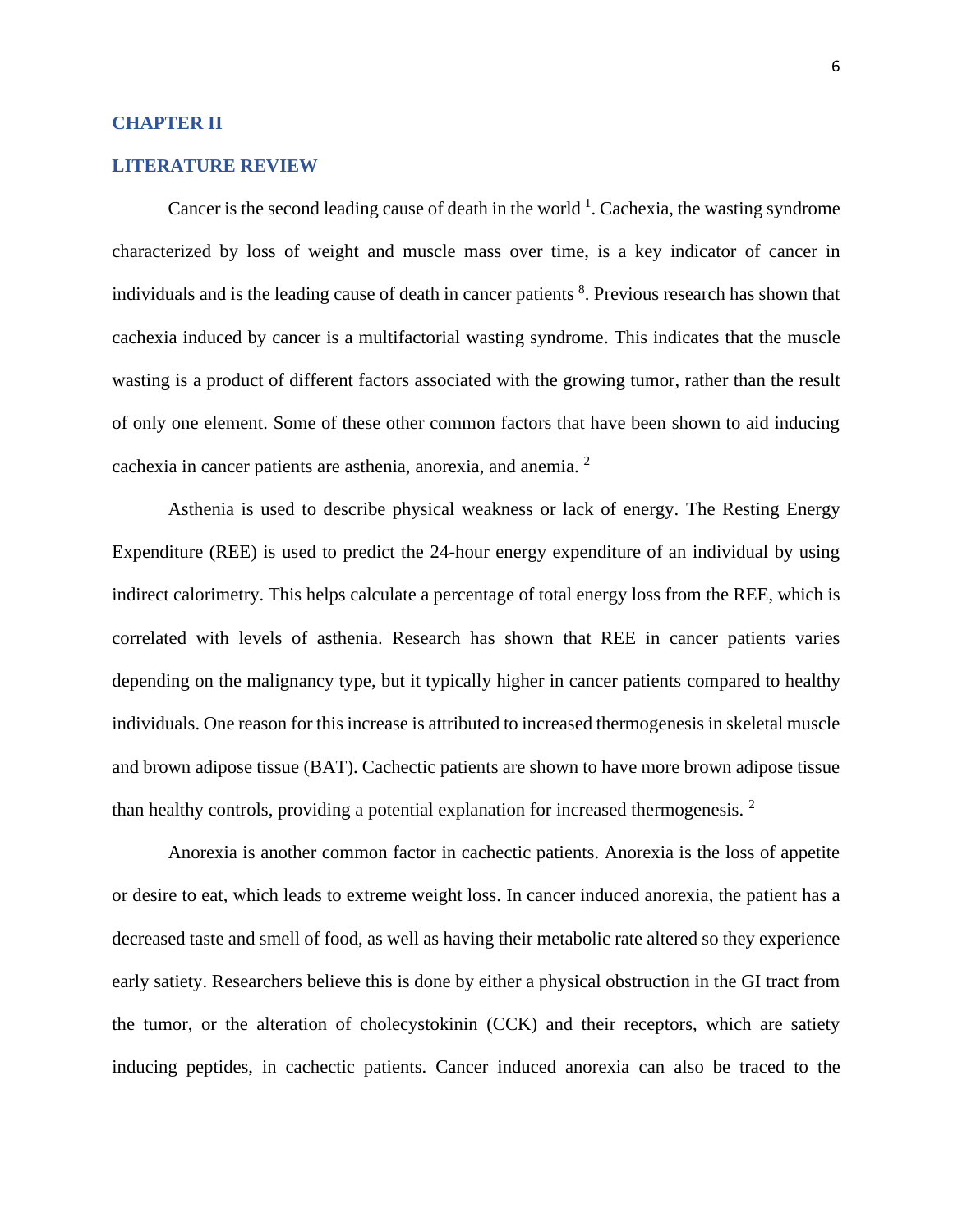# CHAPTER II

## LITERATURE REVIEW

Cancer is the second leading cause of death in the world [1]. Cachexia, the wasting syndrome characterized by loss of weight and muscle mass over time, is a key indicator of cancer in individuals and is the leading cause of death in cancer patients [8]. Previous research has shown that cachexia induced by cancer is a multifactorial wasting syndrome. This indicates that the muscle wasting is a product of different factors associated with the growing tumor, rather than the result of only one element. Some of these other common factors that have been shown to aid inducing cachexia in cancer patients are asthenia, anorexia, and anemia. [2]

Asthenia is used to describe physical weakness or lack of energy. The Resting Energy Expenditure (REE) is used to predict the 24-hour energy expenditure of an individual by using indirect calorimetry. This helps calculate a percentage of total energy loss from the REE, which is correlated with levels of asthenia. Research has shown that REE in cancer patients varies depending on the malignancy type, but it typically higher in cancer patients compared to healthy individuals. One reason for this increase is attributed to increased thermogenesis in skeletal muscle and brown adipose tissue (BAT). Cachectic patients are shown to have more brown adipose tissue than healthy controls, providing a potential explanation for increased thermogenesis. [2]

Anorexia is another common factor in cachectic patients. Anorexia is the loss of appetite or desire to eat, which leads to extreme weight loss. In cancer induced anorexia, the patient has a decreased taste and smell of food, as well as having their metabolic rate altered so they experience early satiety. Researchers believe this is done by either a physical obstruction in the GI tract from the tumor, or the alteration of cholecystokinin (CCK) and their receptors, which are satiety inducing peptides, in cachectic patients. Cancer induced anorexia can also be traced to the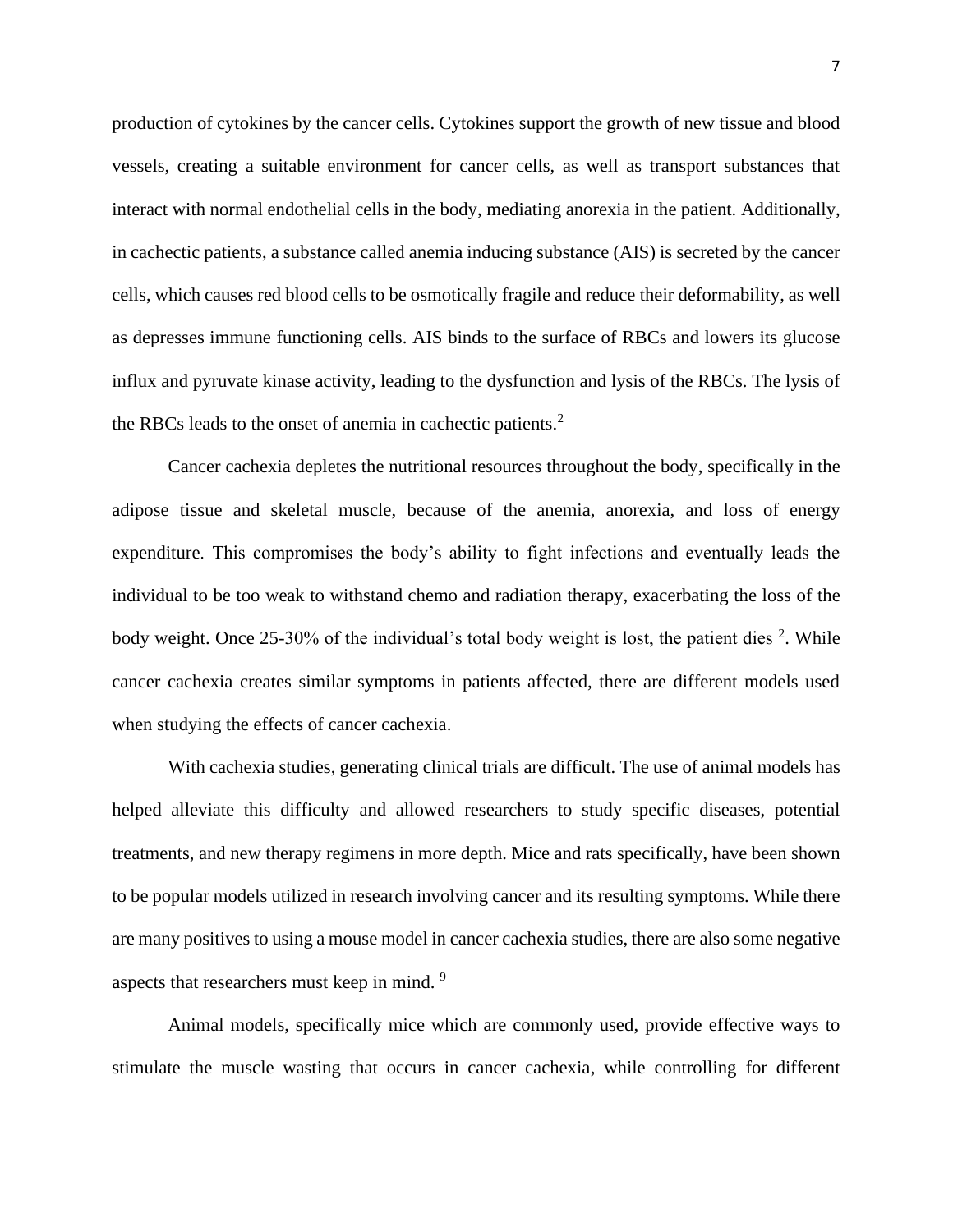production of cytokines by the cancer cells. Cytokines support the growth of new tissue and blood vessels, creating a suitable environment for cancer cells, as well as transport substances that interact with normal endothelial cells in the body, mediating anorexia in the patient. Additionally, in cachectic patients, a substance called anemia inducing substance (AIS) is secreted by the cancer cells, which causes red blood cells to be osmotically fragile and reduce their deformability, as well as depresses immune functioning cells. AIS binds to the surface of RBCs and lowers its glucose influx and pyruvate kinase activity, leading to the dysfunction and lysis of the RBCs. The lysis of the RBCs leads to the onset of anemia in cachectic patients.[2]

Cancer cachexia depletes the nutritional resources throughout the body, specifically in the adipose tissue and skeletal muscle, because of the anemia, anorexia, and loss of energy expenditure. This compromises the body's ability to fight infections and eventually leads the individual to be too weak to withstand chemo and radiation therapy, exacerbating the loss of the body weight. Once 25-30% of the individual's total body weight is lost, the patient dies [2]. While cancer cachexia creates similar symptoms in patients affected, there are different models used when studying the effects of cancer cachexia.

With cachexia studies, generating clinical trials are difficult. The use of animal models has helped alleviate this difficulty and allowed researchers to study specific diseases, potential treatments, and new therapy regimens in more depth. Mice and rats specifically, have been shown to be popular models utilized in research involving cancer and its resulting symptoms. While there are many positives to using a mouse model in cancer cachexia studies, there are also some negative aspects that researchers must keep in mind. [9]

Animal models, specifically mice which are commonly used, provide effective ways to stimulate the muscle wasting that occurs in cancer cachexia, while controlling for different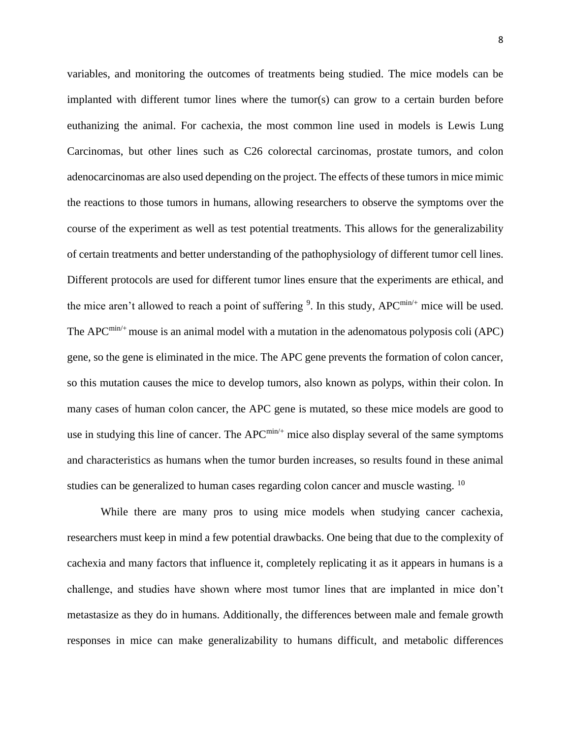variables, and monitoring the outcomes of treatments being studied. The mice models can be implanted with different tumor lines where the tumor(s) can grow to a certain burden before euthanizing the animal. For cachexia, the most common line used in models is Lewis Lung Carcinomas, but other lines such as C26 colorectal carcinomas, prostate tumors, and colon adenocarcinomas are also used depending on the project. The effects of these tumors in mice mimic the reactions to those tumors in humans, allowing researchers to observe the symptoms over the course of the experiment as well as test potential treatments. This allows for the generalizability of certain treatments and better understanding of the pathophysiology of different tumor cell lines. Different protocols are used for different tumor lines ensure that the experiments are ethical, and the mice aren't allowed to reach a point of suffering [9]. In this study, $APC^{min/+}$ mice will be used. The $APC^{min/+}$ mouse is an animal model with a mutation in the adenomatous polyposis coli (APC) gene, so the gene is eliminated in the mice. The APC gene prevents the formation of colon cancer, so this mutation causes the mice to develop tumors, also known as polyps, within their colon. In many cases of human colon cancer, the APC gene is mutated, so these mice models are good to use in studying this line of cancer. The $APC^{min/+}$ mice also display several of the same symptoms and characteristics as humans when the tumor burden increases, so results found in these animal studies can be generalized to human cases regarding colon cancer and muscle wasting. [10]

While there are many pros to using mice models when studying cancer cachexia, researchers must keep in mind a few potential drawbacks. One being that due to the complexity of cachexia and many factors that influence it, completely replicating it as it appears in humans is a challenge, and studies have shown where most tumor lines that are implanted in mice don't metastasize as they do in humans. Additionally, the differences between male and female growth responses in mice can make generalizability to humans difficult, and metabolic differences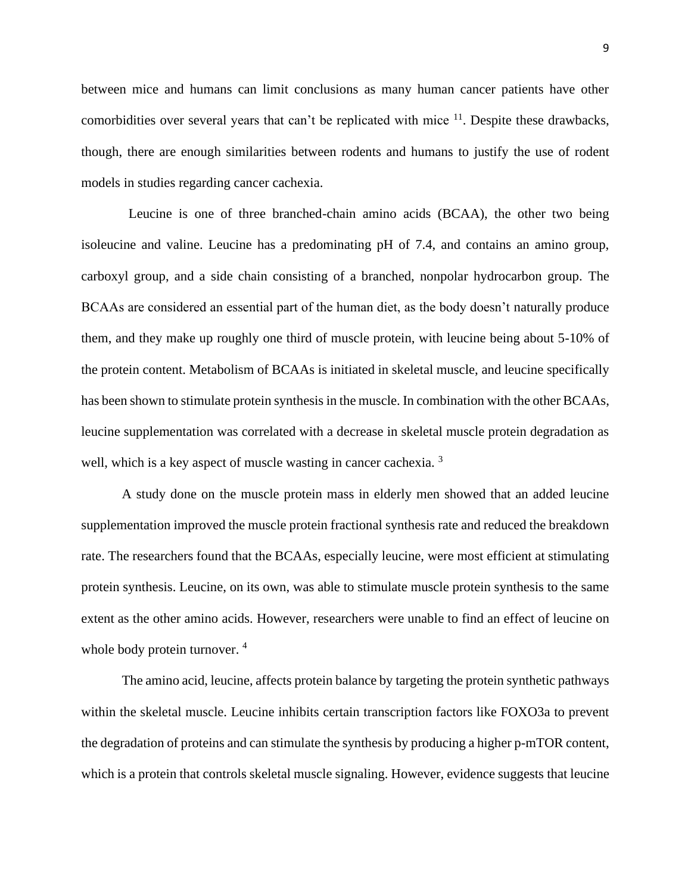between mice and humans can limit conclusions as many human cancer patients have other comorbidities over several years that can't be replicated with mice [11]. Despite these drawbacks, though, there are enough similarities between rodents and humans to justify the use of rodent models in studies regarding cancer cachexia.

Leucine is one of three branched-chain amino acids (BCAA), the other two being isoleucine and valine. Leucine has a predominating pH of 7.4, and contains an amino group, carboxyl group, and a side chain consisting of a branched, nonpolar hydrocarbon group. The BCAAs are considered an essential part of the human diet, as the body doesn't naturally produce them, and they make up roughly one third of muscle protein, with leucine being about 5-10% of the protein content. Metabolism of BCAAs is initiated in skeletal muscle, and leucine specifically has been shown to stimulate protein synthesis in the muscle. In combination with the other BCAAs, leucine supplementation was correlated with a decrease in skeletal muscle protein degradation as well, which is a key aspect of muscle wasting in cancer cachexia. [3]

A study done on the muscle protein mass in elderly men showed that an added leucine supplementation improved the muscle protein fractional synthesis rate and reduced the breakdown rate. The researchers found that the BCAAs, especially leucine, were most efficient at stimulating protein synthesis. Leucine, on its own, was able to stimulate muscle protein synthesis to the same extent as the other amino acids. However, researchers were unable to find an effect of leucine on whole body protein turnover. [4]

The amino acid, leucine, affects protein balance by targeting the protein synthetic pathways within the skeletal muscle. Leucine inhibits certain transcription factors like FOXO3a to prevent the degradation of proteins and can stimulate the synthesis by producing a higher p-mTOR content, which is a protein that controls skeletal muscle signaling. However, evidence suggests that leucine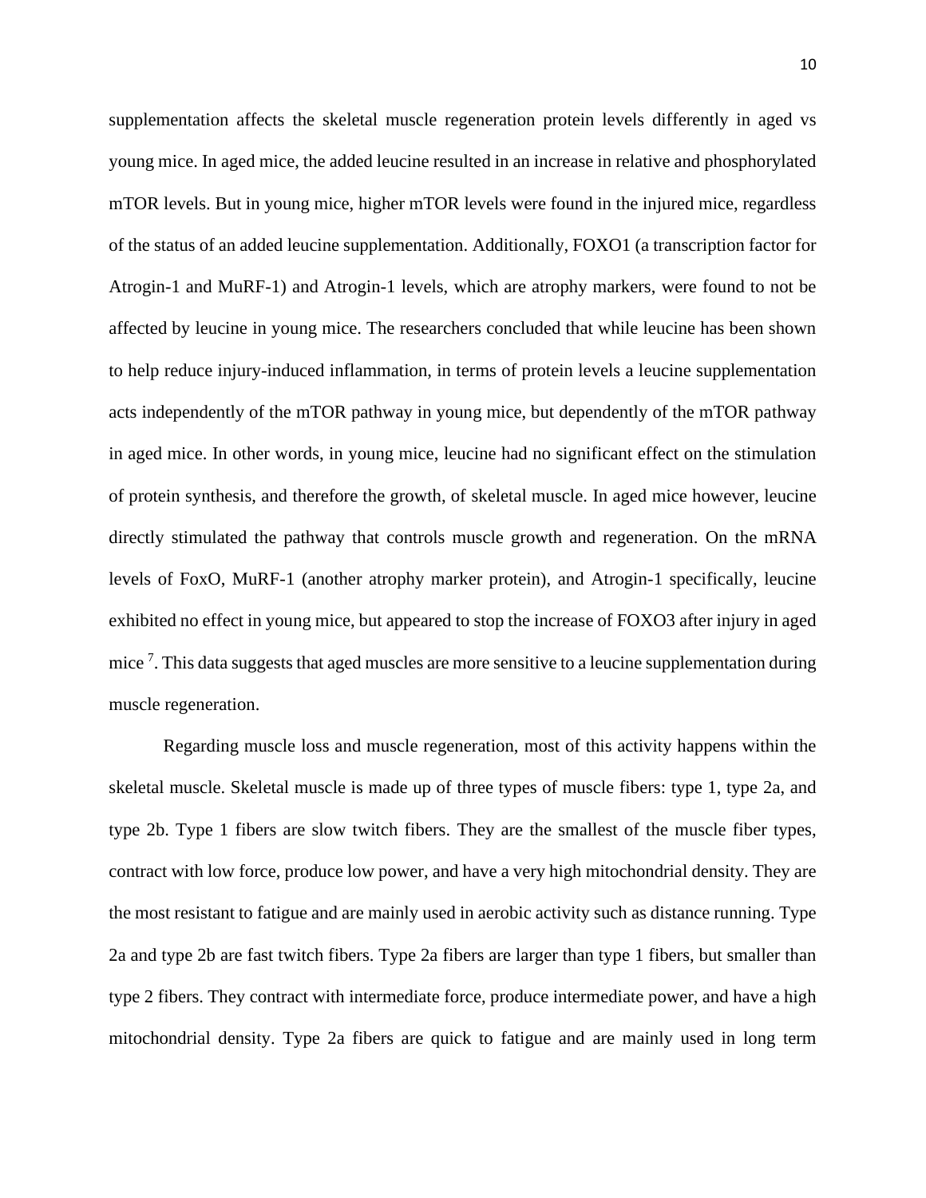supplementation affects the skeletal muscle regeneration protein levels differently in aged vs young mice. In aged mice, the added leucine resulted in an increase in relative and phosphorylated mTOR levels. But in young mice, higher mTOR levels were found in the injured mice, regardless of the status of an added leucine supplementation. Additionally, FOXO1 (a transcription factor for Atrogin-1 and MuRF-1) and Atrogin-1 levels, which are atrophy markers, were found to not be affected by leucine in young mice. The researchers concluded that while leucine has been shown to help reduce injury-induced inflammation, in terms of protein levels a leucine supplementation acts independently of the mTOR pathway in young mice, but dependently of the mTOR pathway in aged mice. In other words, in young mice, leucine had no significant effect on the stimulation of protein synthesis, and therefore the growth, of skeletal muscle. In aged mice however, leucine directly stimulated the pathway that controls muscle growth and regeneration. On the mRNA levels of FoxO, MuRF-1 (another atrophy marker protein), and Atrogin-1 specifically, leucine exhibited no effect in young mice, but appeared to stop the increase of FOXO3 after injury in aged mice [7]. This data suggests that aged muscles are more sensitive to a leucine supplementation during muscle regeneration.

Regarding muscle loss and muscle regeneration, most of this activity happens within the skeletal muscle. Skeletal muscle is made up of three types of muscle fibers: type 1, type 2a, and type 2b. Type 1 fibers are slow twitch fibers. They are the smallest of the muscle fiber types, contract with low force, produce low power, and have a very high mitochondrial density. They are the most resistant to fatigue and are mainly used in aerobic activity such as distance running. Type 2a and type 2b are fast twitch fibers. Type 2a fibers are larger than type 1 fibers, but smaller than type 2 fibers. They contract with intermediate force, produce intermediate power, and have a high mitochondrial density. Type 2a fibers are quick to fatigue and are mainly used in long term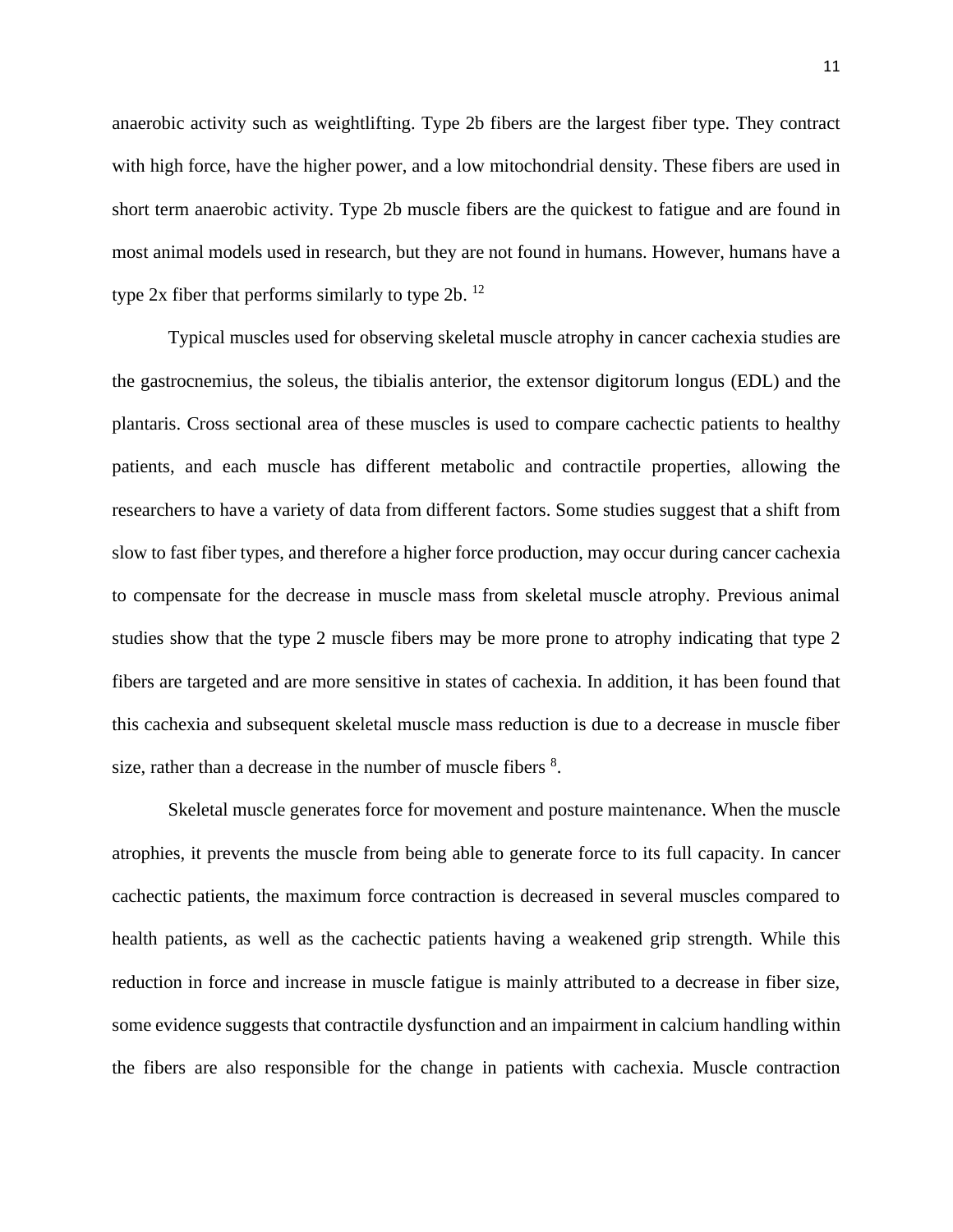anaerobic activity such as weightlifting. Type 2b fibers are the largest fiber type. They contract with high force, have the higher power, and a low mitochondrial density. These fibers are used in short term anaerobic activity. Type 2b muscle fibers are the quickest to fatigue and are found in most animal models used in research, but they are not found in humans. However, humans have a type 2x fiber that performs similarly to type 2b. [12]

Typical muscles used for observing skeletal muscle atrophy in cancer cachexia studies are the gastrocnemius, the soleus, the tibialis anterior, the extensor digitorum longus (EDL) and the plantaris. Cross sectional area of these muscles is used to compare cachectic patients to healthy patients, and each muscle has different metabolic and contractile properties, allowing the researchers to have a variety of data from different factors. Some studies suggest that a shift from slow to fast fiber types, and therefore a higher force production, may occur during cancer cachexia to compensate for the decrease in muscle mass from skeletal muscle atrophy. Previous animal studies show that the type 2 muscle fibers may be more prone to atrophy indicating that type 2 fibers are targeted and are more sensitive in states of cachexia. In addition, it has been found that this cachexia and subsequent skeletal muscle mass reduction is due to a decrease in muscle fiber size, rather than a decrease in the number of muscle fibers [8].

Skeletal muscle generates force for movement and posture maintenance. When the muscle atrophies, it prevents the muscle from being able to generate force to its full capacity. In cancer cachectic patients, the maximum force contraction is decreased in several muscles compared to health patients, as well as the cachectic patients having a weakened grip strength. While this reduction in force and increase in muscle fatigue is mainly attributed to a decrease in fiber size, some evidence suggests that contractile dysfunction and an impairment in calcium handling within the fibers are also responsible for the change in patients with cachexia. Muscle contraction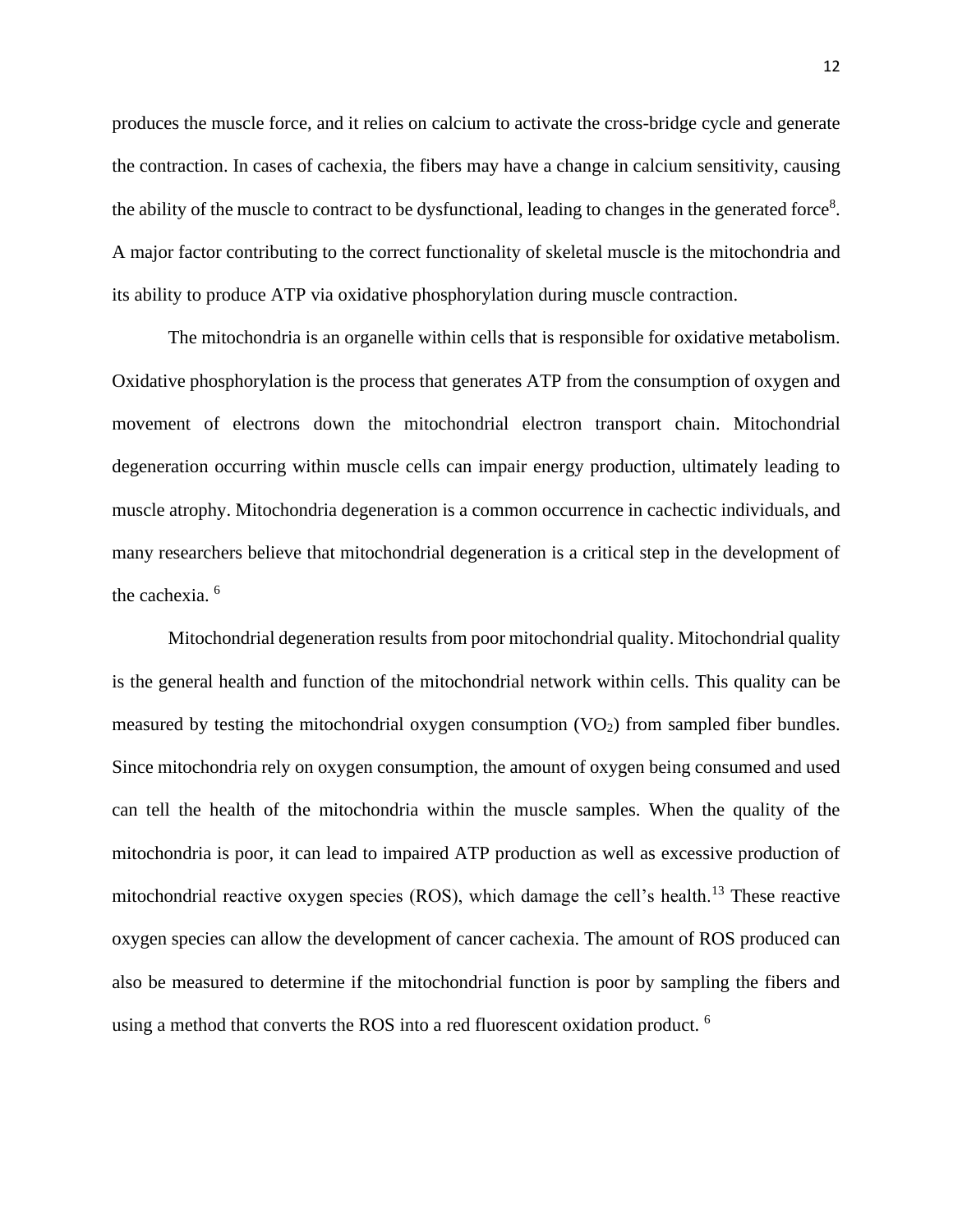produces the muscle force, and it relies on calcium to activate the cross-bridge cycle and generate the contraction. In cases of cachexia, the fibers may have a change in calcium sensitivity, causing the ability of the muscle to contract to be dysfunctional, leading to changes in the generated force[8]. A major factor contributing to the correct functionality of skeletal muscle is the mitochondria and its ability to produce ATP via oxidative phosphorylation during muscle contraction.

The mitochondria is an organelle within cells that is responsible for oxidative metabolism. Oxidative phosphorylation is the process that generates ATP from the consumption of oxygen and movement of electrons down the mitochondrial electron transport chain. Mitochondrial degeneration occurring within muscle cells can impair energy production, ultimately leading to muscle atrophy. Mitochondria degeneration is a common occurrence in cachectic individuals, and many researchers believe that mitochondrial degeneration is a critical step in the development of the cachexia. [6]

Mitochondrial degeneration results from poor mitochondrial quality. Mitochondrial quality is the general health and function of the mitochondrial network within cells. This quality can be measured by testing the mitochondrial oxygen consumption ($VO_2$) from sampled fiber bundles. Since mitochondria rely on oxygen consumption, the amount of oxygen being consumed and used can tell the health of the mitochondria within the muscle samples. When the quality of the mitochondria is poor, it can lead to impaired ATP production as well as excessive production of mitochondrial reactive oxygen species (ROS), which damage the cell's health.[13] These reactive oxygen species can allow the development of cancer cachexia. The amount of ROS produced can also be measured to determine if the mitochondrial function is poor by sampling the fibers and using a method that converts the ROS into a red fluorescent oxidation product. [6]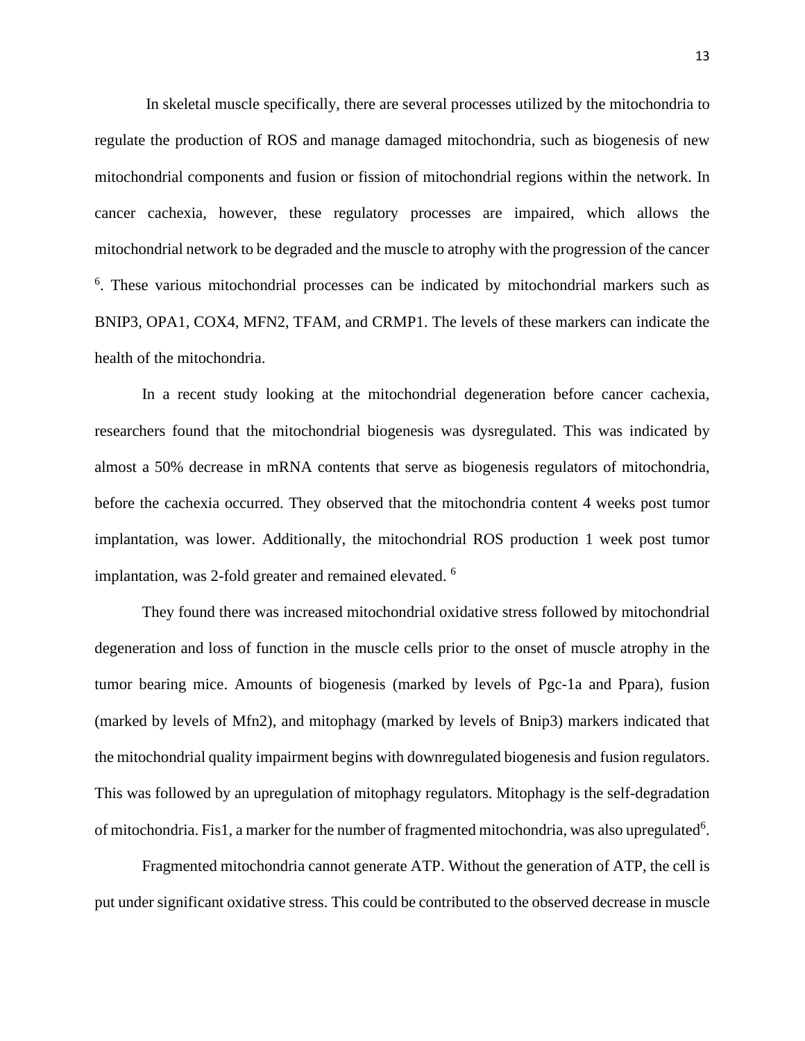In skeletal muscle specifically, there are several processes utilized by the mitochondria to regulate the production of ROS and manage damaged mitochondria, such as biogenesis of new mitochondrial components and fusion or fission of mitochondrial regions within the network. In cancer cachexia, however, these regulatory processes are impaired, which allows the mitochondrial network to be degraded and the muscle to atrophy with the progression of the cancer [6]. These various mitochondrial processes can be indicated by mitochondrial markers such as BNIP3, OPA1, COX4, MFN2, TFAM, and CRMP1. The levels of these markers can indicate the health of the mitochondria.

In a recent study looking at the mitochondrial degeneration before cancer cachexia, researchers found that the mitochondrial biogenesis was dysregulated. This was indicated by almost a 50% decrease in mRNA contents that serve as biogenesis regulators of mitochondria, before the cachexia occurred. They observed that the mitochondria content 4 weeks post tumor implantation, was lower. Additionally, the mitochondrial ROS production 1 week post tumor implantation, was 2-fold greater and remained elevated. [6]

They found there was increased mitochondrial oxidative stress followed by mitochondrial degeneration and loss of function in the muscle cells prior to the onset of muscle atrophy in the tumor bearing mice. Amounts of biogenesis (marked by levels of Pgc-1a and Ppara), fusion (marked by levels of Mfn2), and mitophagy (marked by levels of Bnip3) markers indicated that the mitochondrial quality impairment begins with downregulated biogenesis and fusion regulators. This was followed by an upregulation of mitophagy regulators. Mitophagy is the self-degradation of mitochondria. Fis1, a marker for the number of fragmented mitochondria, was also upregulated[6].

Fragmented mitochondria cannot generate ATP. Without the generation of ATP, the cell is put under significant oxidative stress. This could be contributed to the observed decrease in muscle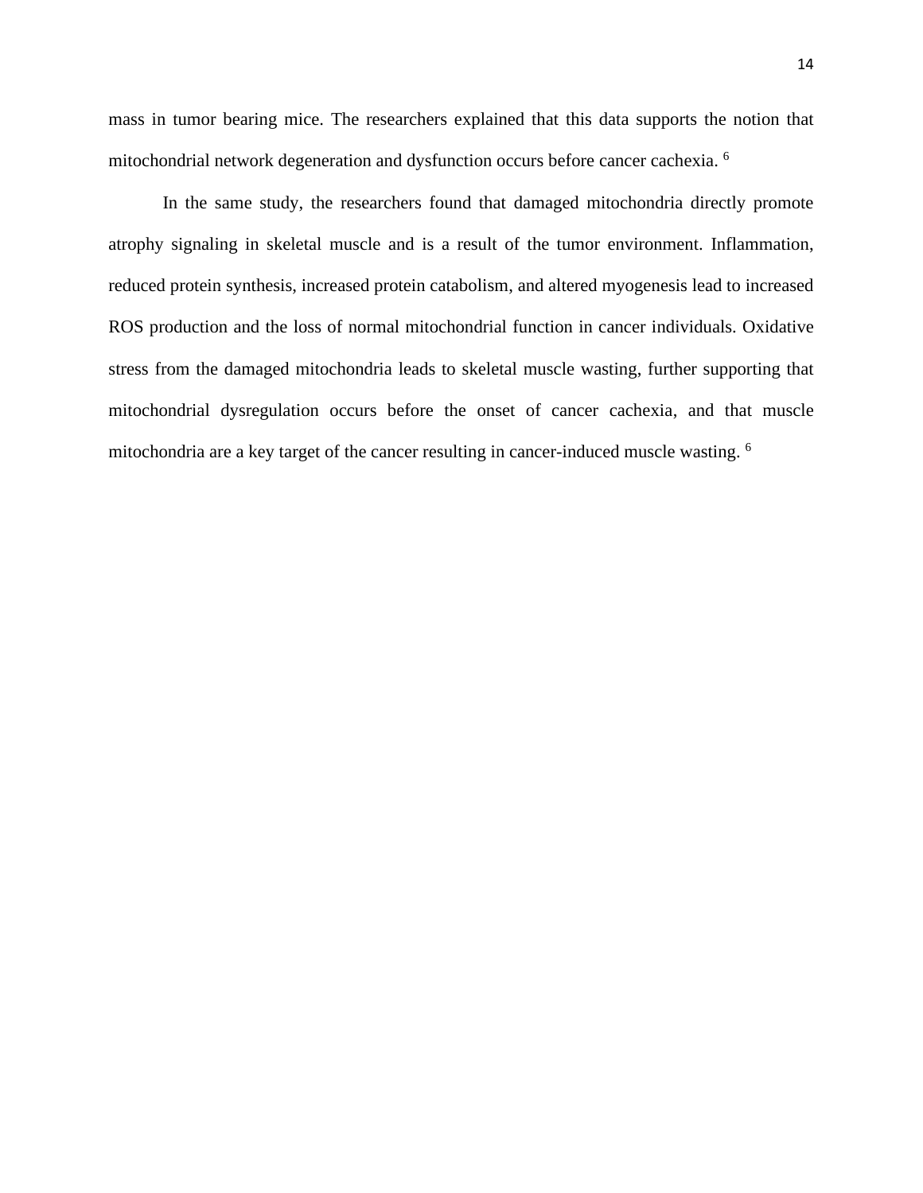mass in tumor bearing mice. The researchers explained that this data supports the notion that mitochondrial network degeneration and dysfunction occurs before cancer cachexia. [6]

In the same study, the researchers found that damaged mitochondria directly promote atrophy signaling in skeletal muscle and is a result of the tumor environment. Inflammation, reduced protein synthesis, increased protein catabolism, and altered myogenesis lead to increased ROS production and the loss of normal mitochondrial function in cancer individuals. Oxidative stress from the damaged mitochondria leads to skeletal muscle wasting, further supporting that mitochondrial dysregulation occurs before the onset of cancer cachexia, and that muscle mitochondria are a key target of the cancer resulting in cancer-induced muscle wasting. [6]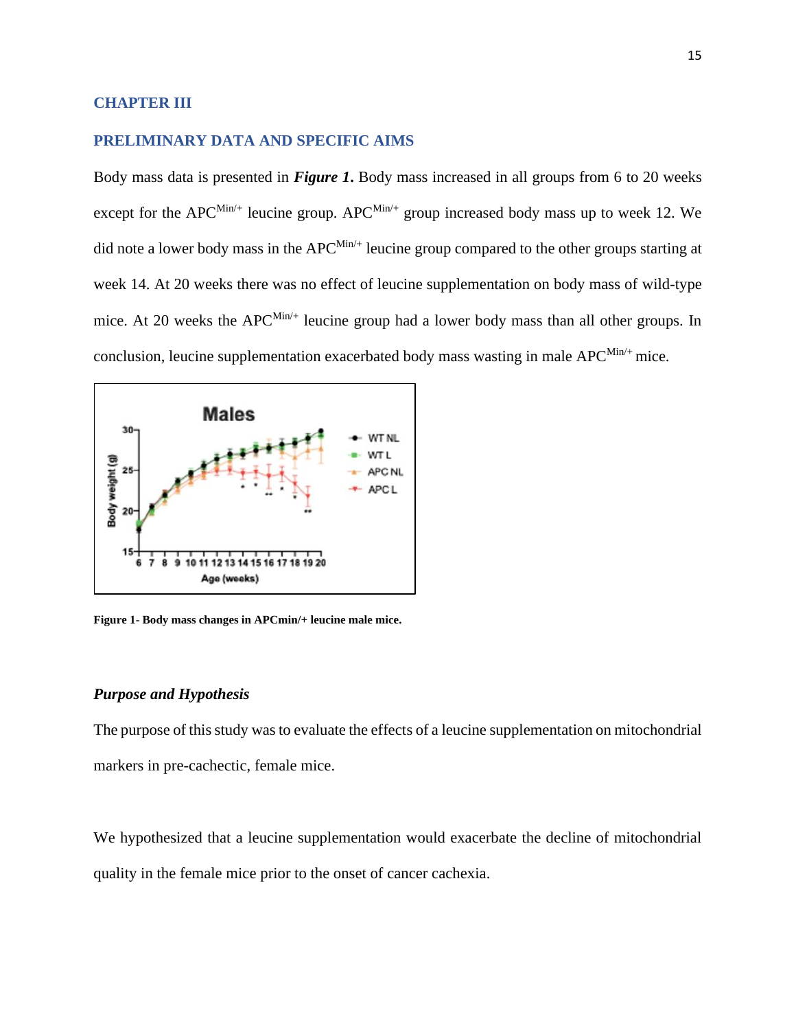# CHAPTER III

## PRELIMINARY DATA AND SPECIFIC AIMS

Body mass data is presented in ***Figure 1***. Body mass increased in all groups from 6 to 20 weeks except for the APC$^{Min/+}$ leucine group. APC$^{Min/+}$ group increased body mass up to week 12. We did note a lower body mass in the APC$^{Min/+}$ leucine group compared to the other groups starting at week 14. At 20 weeks there was no effect of leucine supplementation on body mass of wild-type mice. At 20 weeks the APC$^{Min/+}$ leucine group had a lower body mass than all other groups. In conclusion, leucine supplementation exacerbated body mass wasting in male APC$^{Min/+}$ mice.

**Figure 1- Body mass changes in APCmin/+ leucine male mice.**

### *Purpose and Hypothesis*

The purpose of this study was to evaluate the effects of a leucine supplementation on mitochondrial markers in pre-cachectic, female mice.

We hypothesized that a leucine supplementation would exacerbate the decline of mitochondrial quality in the female mice prior to the onset of cancer cachexia.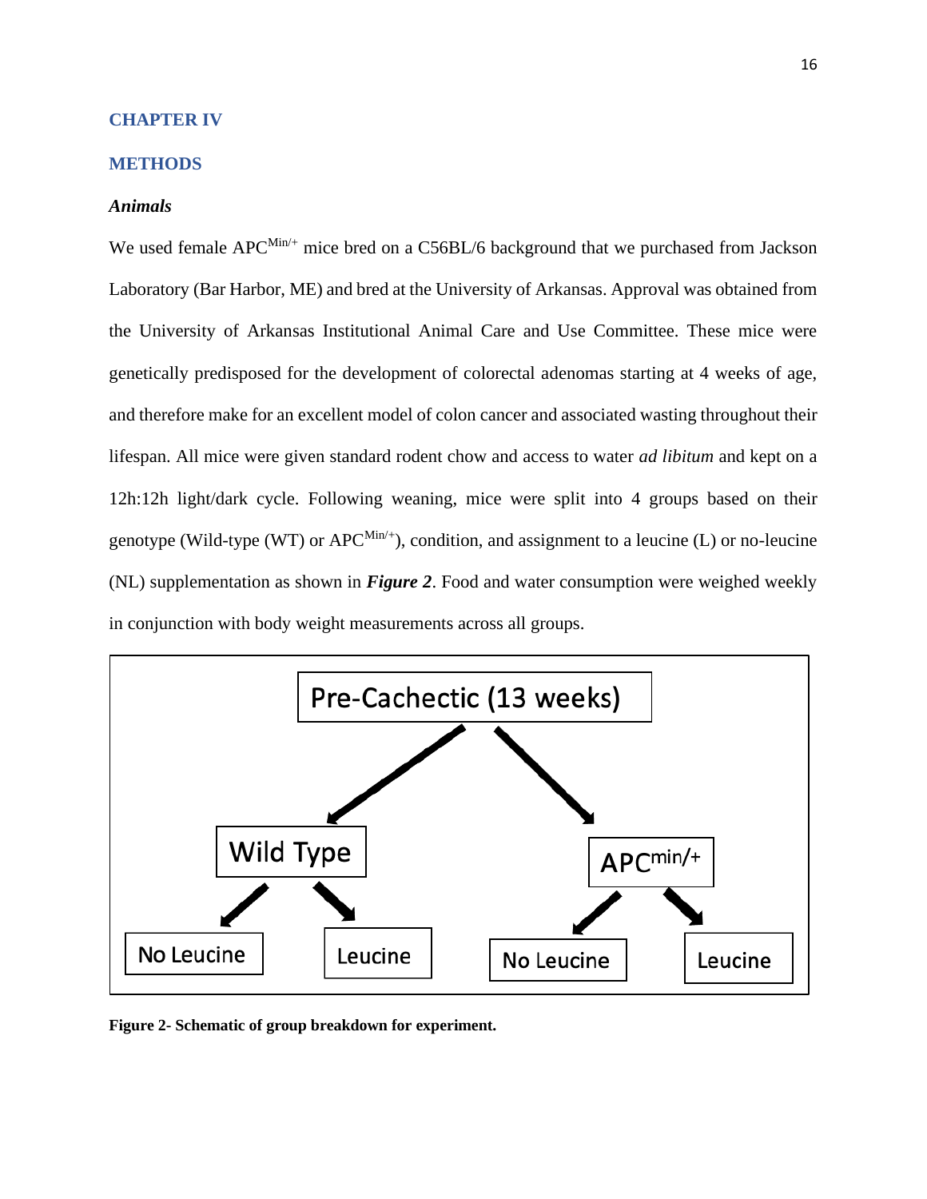# CHAPTER IV

## METHODS

### *Animals*

We used female APC$^{Min/+}$ mice bred on a C56BL/6 background that we purchased from Jackson Laboratory (Bar Harbor, ME) and bred at the University of Arkansas. Approval was obtained from the University of Arkansas Institutional Animal Care and Use Committee. These mice were genetically predisposed for the development of colorectal adenomas starting at 4 weeks of age, and therefore make for an excellent model of colon cancer and associated wasting throughout their lifespan. All mice were given standard rodent chow and access to water *ad libitum* and kept on a 12h:12h light/dark cycle. Following weaning, mice were split into 4 groups based on their genotype (Wild-type (WT) or APC$^{Min/+}$), condition, and assignment to a leucine (L) or no-leucine (NL) supplementation as shown in ***Figure 2***. Food and water consumption were weighed weekly in conjunction with body weight measurements across all groups.

Pre-Cachectic (13 weeks)

Wild Type → No Leucine, Leucine

APC$^{min/+}$ → No Leucine, Leucine

**Figure 2- Schematic of group breakdown for experiment.**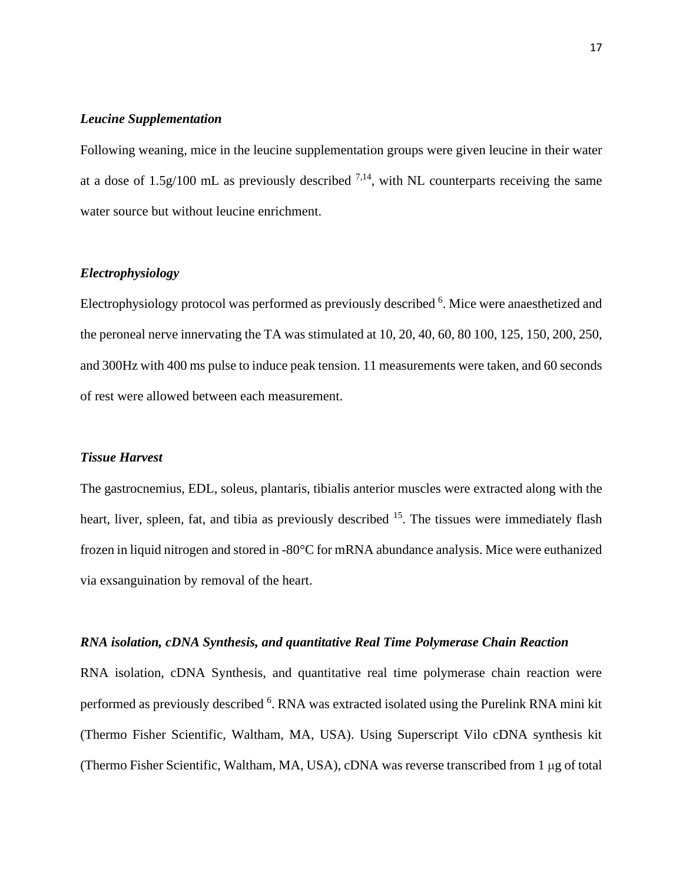### *Leucine Supplementation*

Following weaning, mice in the leucine supplementation groups were given leucine in their water at a dose of 1.5g/100 mL as previously described [7,14], with NL counterparts receiving the same water source but without leucine enrichment.

### *Electrophysiology*

Electrophysiology protocol was performed as previously described [6]. Mice were anaesthetized and the peroneal nerve innervating the TA was stimulated at 10, 20, 40, 60, 80 100, 125, 150, 200, 250, and 300Hz with 400 ms pulse to induce peak tension. 11 measurements were taken, and 60 seconds of rest were allowed between each measurement.

### *Tissue Harvest*

The gastrocnemius, EDL, soleus, plantaris, tibialis anterior muscles were extracted along with the heart, liver, spleen, fat, and tibia as previously described [15]. The tissues were immediately flash frozen in liquid nitrogen and stored in -80°C for mRNA abundance analysis. Mice were euthanized via exsanguination by removal of the heart.

### *RNA isolation, cDNA Synthesis, and quantitative Real Time Polymerase Chain Reaction*

RNA isolation, cDNA Synthesis, and quantitative real time polymerase chain reaction were performed as previously described [6]. RNA was extracted isolated using the Purelink RNA mini kit (Thermo Fisher Scientific, Waltham, MA, USA). Using Superscript Vilo cDNA synthesis kit (Thermo Fisher Scientific, Waltham, MA, USA), cDNA was reverse transcribed from 1 μg of total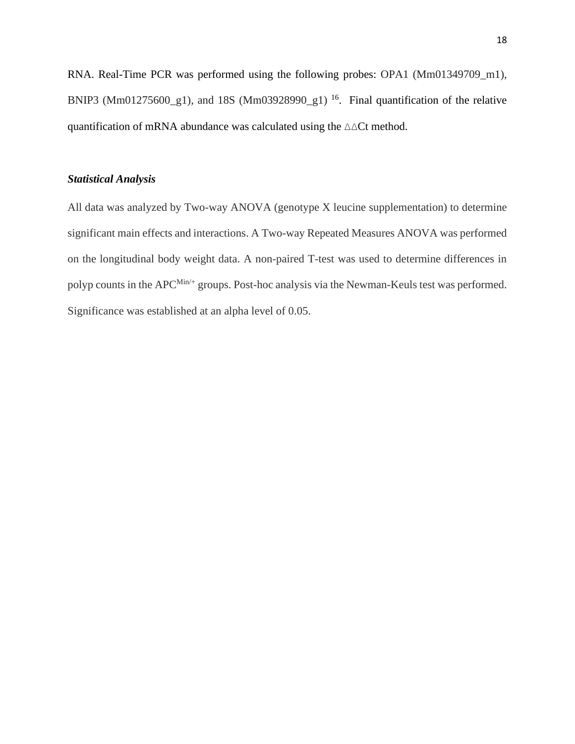RNA. Real-Time PCR was performed using the following probes: OPA1 (Mm01349709_m1), BNIP3 (Mm01275600_g1), and 18S (Mm03928990_g1) [16]. Final quantification of the relative quantification of mRNA abundance was calculated using the △△Ct method.

***Statistical Analysis***

All data was analyzed by Two-way ANOVA (genotype X leucine supplementation) to determine significant main effects and interactions. A Two-way Repeated Measures ANOVA was performed on the longitudinal body weight data. A non-paired T-test was used to determine differences in polyp counts in the $APC^{Min/+}$ groups. Post-hoc analysis via the Newman-Keuls test was performed. Significance was established at an alpha level of 0.05.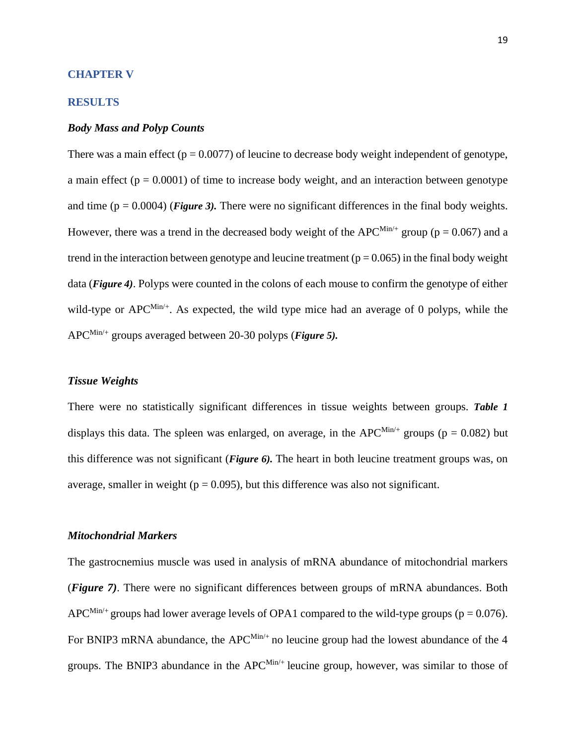# CHAPTER V

## RESULTS

### *Body Mass and Polyp Counts*

There was a main effect ($p = 0.0077$) of leucine to decrease body weight independent of genotype, a main effect ($p = 0.0001$) of time to increase body weight, and an interaction between genotype and time ($p = 0.0004$) (***Figure 3).*** There were no significant differences in the final body weights. However, there was a trend in the decreased body weight of the APC$^{Min/+}$ group ($p = 0.067$) and a trend in the interaction between genotype and leucine treatment ($p = 0.065$) in the final body weight data (***Figure 4)***. Polyps were counted in the colons of each mouse to confirm the genotype of either wild-type or APC$^{Min/+}$. As expected, the wild type mice had an average of 0 polyps, while the APC$^{Min/+}$ groups averaged between 20-30 polyps (***Figure 5).***

### *Tissue Weights*

There were no statistically significant differences in tissue weights between groups. ***Table 1*** displays this data. The spleen was enlarged, on average, in the APC$^{Min/+}$ groups ($p = 0.082$) but this difference was not significant (***Figure 6).*** The heart in both leucine treatment groups was, on average, smaller in weight ($p = 0.095$), but this difference was also not significant.

### *Mitochondrial Markers*

The gastrocnemius muscle was used in analysis of mRNA abundance of mitochondrial markers (***Figure 7)***. There were no significant differences between groups of mRNA abundances. Both APC$^{Min/+}$ groups had lower average levels of OPA1 compared to the wild-type groups ($p = 0.076$). For BNIP3 mRNA abundance, the APC$^{Min/+}$ no leucine group had the lowest abundance of the 4 groups. The BNIP3 abundance in the APC$^{Min/+}$ leucine group, however, was similar to those of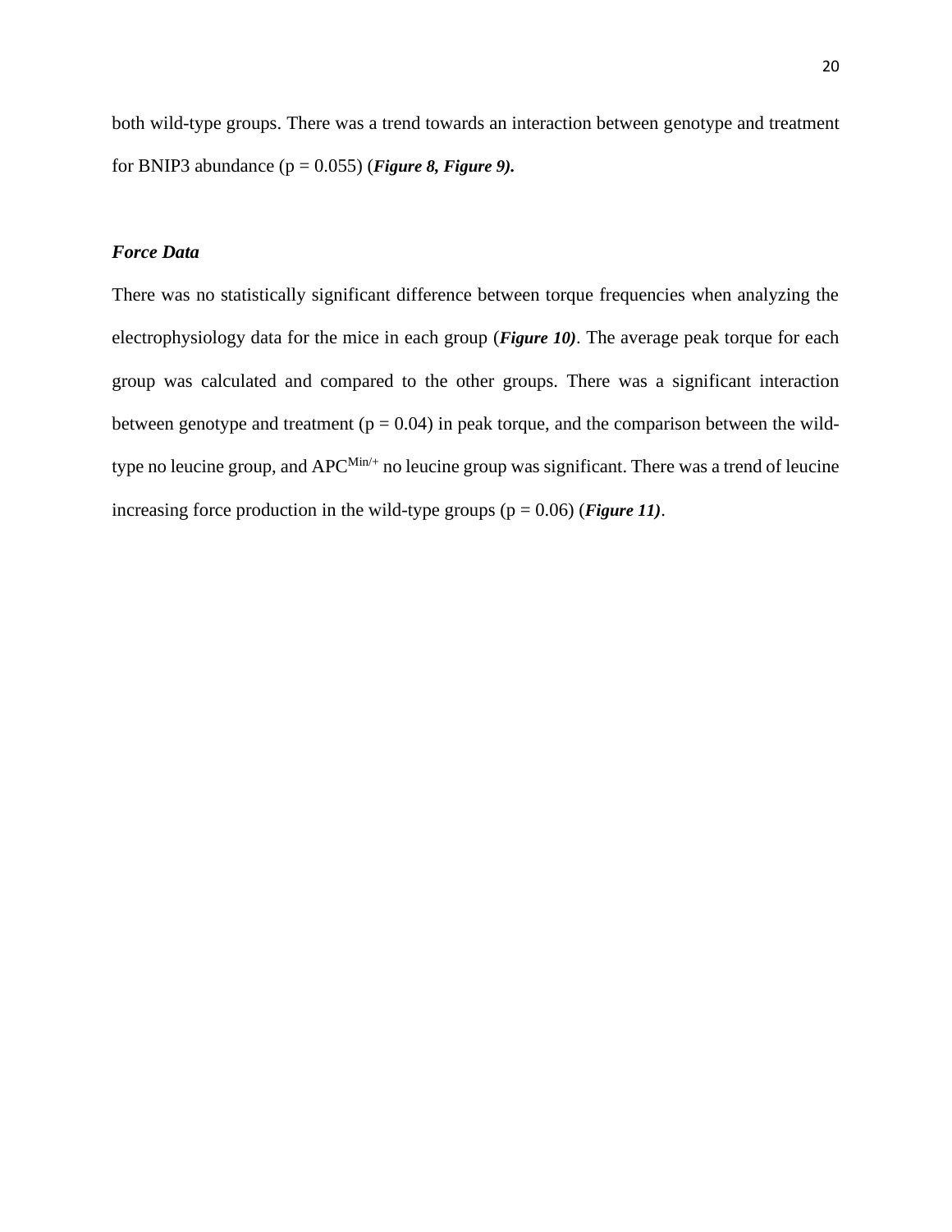both wild-type groups. There was a trend towards an interaction between genotype and treatment for BNIP3 abundance ($p = 0.055$) (***Figure 8, Figure 9).***

### *Force Data*

There was no statistically significant difference between torque frequencies when analyzing the electrophysiology data for the mice in each group (***Figure 10)***. The average peak torque for each group was calculated and compared to the other groups. There was a significant interaction between genotype and treatment ($p = 0.04$) in peak torque, and the comparison between the wild-type no leucine group, and $APC^{Min/+}$ no leucine group was significant. There was a trend of leucine increasing force production in the wild-type groups ($p = 0.06$) (***Figure 11)***.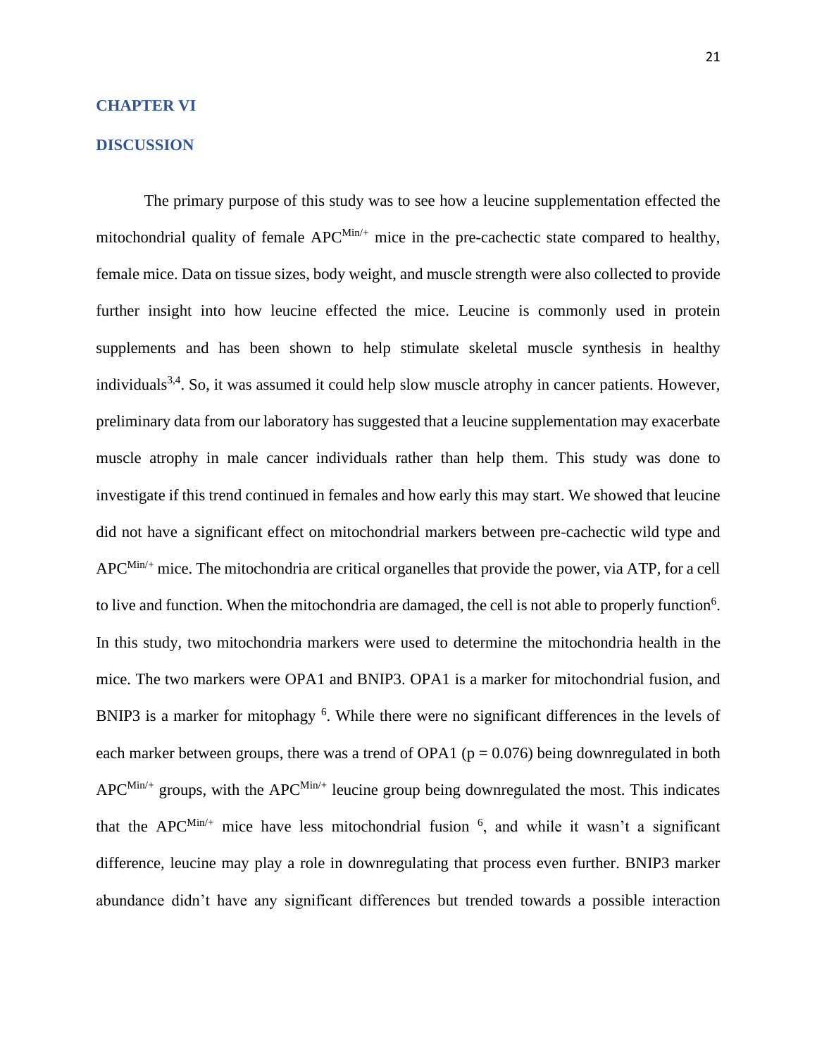# CHAPTER VI

# DISCUSSION

The primary purpose of this study was to see how a leucine supplementation effected the mitochondrial quality of female $APC^{Min/+}$ mice in the pre-cachectic state compared to healthy, female mice. Data on tissue sizes, body weight, and muscle strength were also collected to provide further insight into how leucine effected the mice. Leucine is commonly used in protein supplements and has been shown to help stimulate skeletal muscle synthesis in healthy individuals[3,4]. So, it was assumed it could help slow muscle atrophy in cancer patients. However, preliminary data from our laboratory has suggested that a leucine supplementation may exacerbate muscle atrophy in male cancer individuals rather than help them. This study was done to investigate if this trend continued in females and how early this may start. We showed that leucine did not have a significant effect on mitochondrial markers between pre-cachectic wild type and $APC^{Min/+}$ mice. The mitochondria are critical organelles that provide the power, via ATP, for a cell to live and function. When the mitochondria are damaged, the cell is not able to properly function[6]. In this study, two mitochondria markers were used to determine the mitochondria health in the mice. The two markers were OPA1 and BNIP3. OPA1 is a marker for mitochondrial fusion, and BNIP3 is a marker for mitophagy [6]. While there were no significant differences in the levels of each marker between groups, there was a trend of OPA1 ($p = 0.076$) being downregulated in both $APC^{Min/+}$ groups, with the $APC^{Min/+}$ leucine group being downregulated the most. This indicates that the $APC^{Min/+}$ mice have less mitochondrial fusion [6], and while it wasn't a significant difference, leucine may play a role in downregulating that process even further. BNIP3 marker abundance didn't have any significant differences but trended towards a possible interaction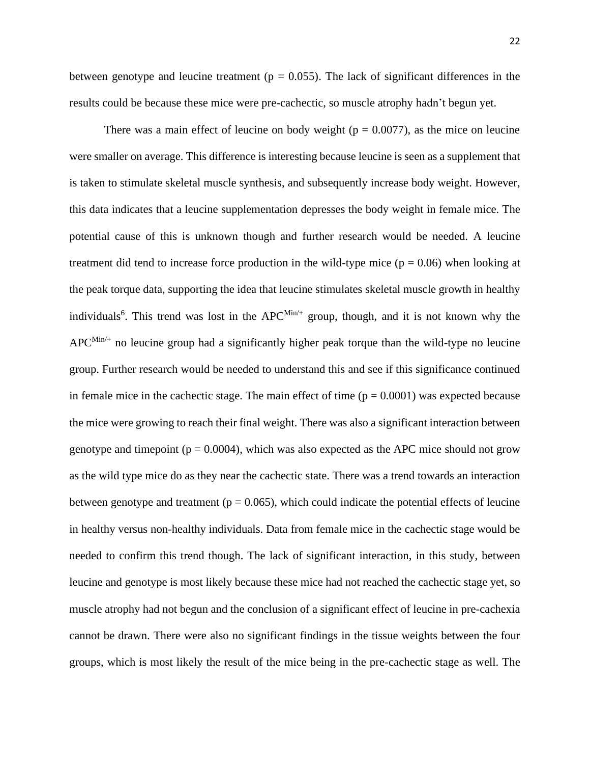between genotype and leucine treatment ($p = 0.055$). The lack of significant differences in the results could be because these mice were pre-cachectic, so muscle atrophy hadn't begun yet.

There was a main effect of leucine on body weight ($p = 0.0077$), as the mice on leucine were smaller on average. This difference is interesting because leucine is seen as a supplement that is taken to stimulate skeletal muscle synthesis, and subsequently increase body weight. However, this data indicates that a leucine supplementation depresses the body weight in female mice. The potential cause of this is unknown though and further research would be needed. A leucine treatment did tend to increase force production in the wild-type mice ($p = 0.06$) when looking at the peak torque data, supporting the idea that leucine stimulates skeletal muscle growth in healthy individuals[6]. This trend was lost in the $APC^{Min/+}$ group, though, and it is not known why the $APC^{Min/+}$ no leucine group had a significantly higher peak torque than the wild-type no leucine group. Further research would be needed to understand this and see if this significance continued in female mice in the cachectic stage. The main effect of time ($p = 0.0001$) was expected because the mice were growing to reach their final weight. There was also a significant interaction between genotype and timepoint ($p = 0.0004$), which was also expected as the APC mice should not grow as the wild type mice do as they near the cachectic state. There was a trend towards an interaction between genotype and treatment ($p = 0.065$), which could indicate the potential effects of leucine in healthy versus non-healthy individuals. Data from female mice in the cachectic stage would be needed to confirm this trend though. The lack of significant interaction, in this study, between leucine and genotype is most likely because these mice had not reached the cachectic stage yet, so muscle atrophy had not begun and the conclusion of a significant effect of leucine in pre-cachexia cannot be drawn. There were also no significant findings in the tissue weights between the four groups, which is most likely the result of the mice being in the pre-cachectic stage as well. The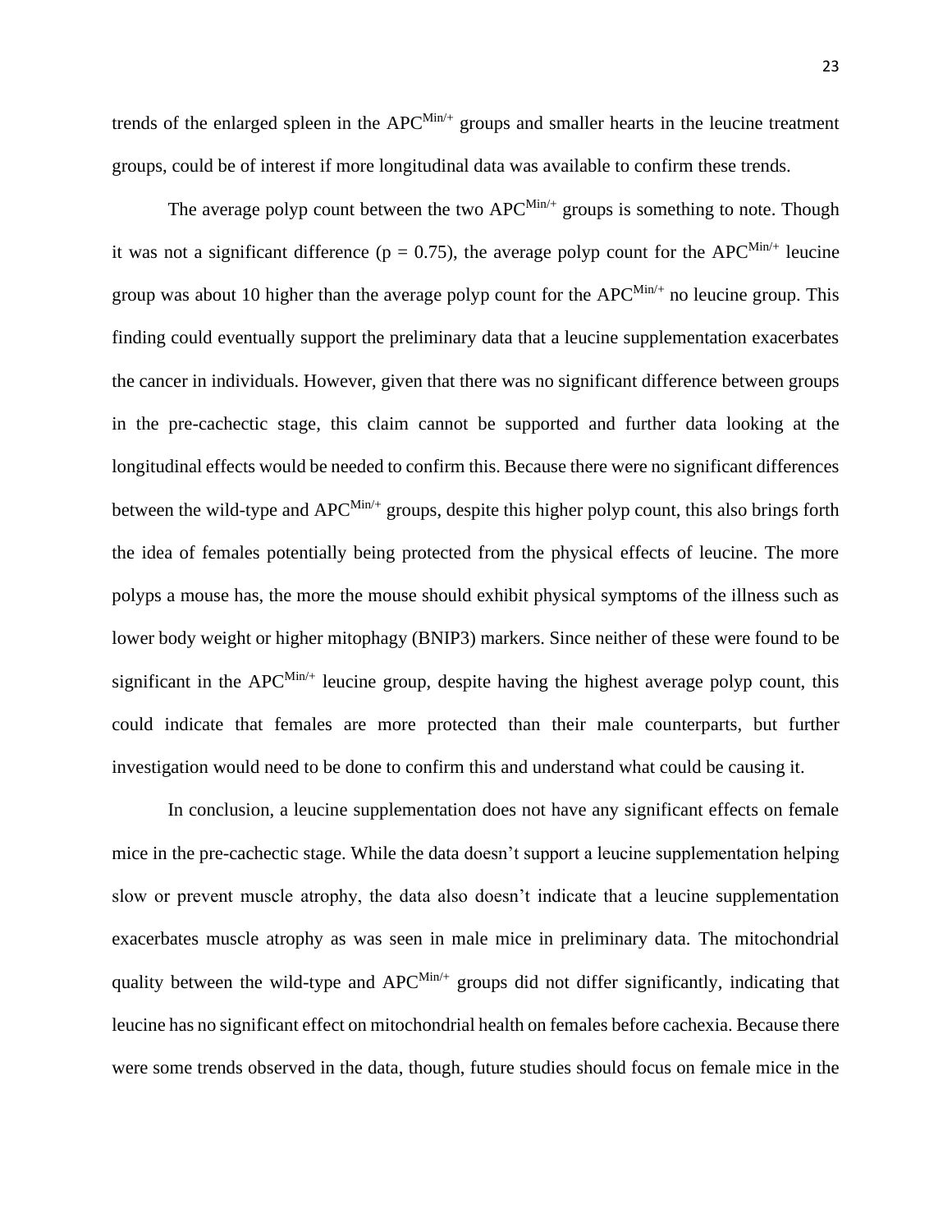trends of the enlarged spleen in the $APC^{Min/+}$ groups and smaller hearts in the leucine treatment groups, could be of interest if more longitudinal data was available to confirm these trends.

The average polyp count between the two $APC^{Min/+}$ groups is something to note. Though it was not a significant difference ($p = 0.75$), the average polyp count for the $APC^{Min/+}$ leucine group was about 10 higher than the average polyp count for the $APC^{Min/+}$ no leucine group. This finding could eventually support the preliminary data that a leucine supplementation exacerbates the cancer in individuals. However, given that there was no significant difference between groups in the pre-cachectic stage, this claim cannot be supported and further data looking at the longitudinal effects would be needed to confirm this. Because there were no significant differences between the wild-type and $APC^{Min/+}$ groups, despite this higher polyp count, this also brings forth the idea of females potentially being protected from the physical effects of leucine. The more polyps a mouse has, the more the mouse should exhibit physical symptoms of the illness such as lower body weight or higher mitophagy (BNIP3) markers. Since neither of these were found to be significant in the $APC^{Min/+}$ leucine group, despite having the highest average polyp count, this could indicate that females are more protected than their male counterparts, but further investigation would need to be done to confirm this and understand what could be causing it.

In conclusion, a leucine supplementation does not have any significant effects on female mice in the pre-cachectic stage. While the data doesn't support a leucine supplementation helping slow or prevent muscle atrophy, the data also doesn't indicate that a leucine supplementation exacerbates muscle atrophy as was seen in male mice in preliminary data. The mitochondrial quality between the wild-type and $APC^{Min/+}$ groups did not differ significantly, indicating that leucine has no significant effect on mitochondrial health on females before cachexia. Because there were some trends observed in the data, though, future studies should focus on female mice in the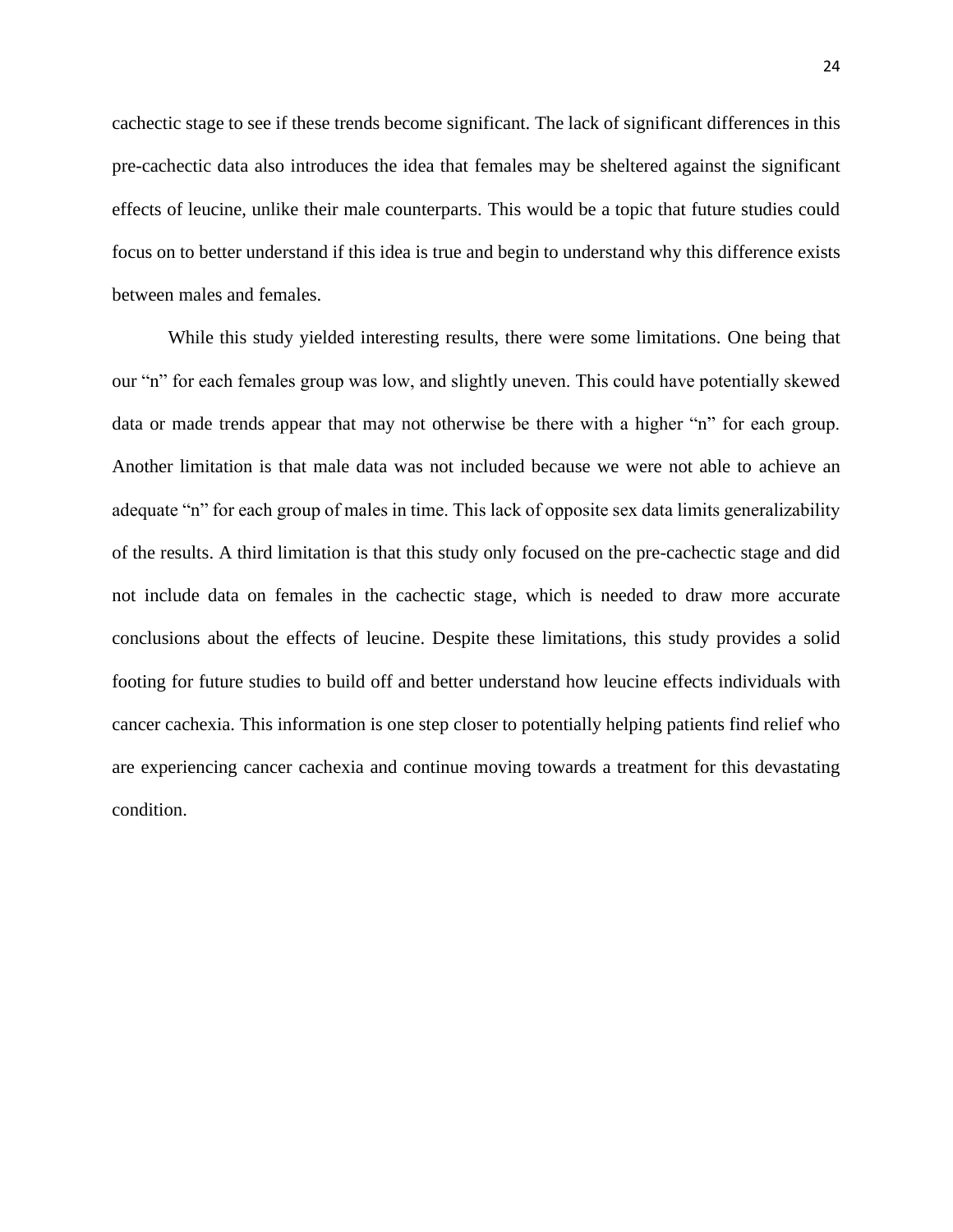cachectic stage to see if these trends become significant. The lack of significant differences in this pre-cachectic data also introduces the idea that females may be sheltered against the significant effects of leucine, unlike their male counterparts. This would be a topic that future studies could focus on to better understand if this idea is true and begin to understand why this difference exists between males and females.

While this study yielded interesting results, there were some limitations. One being that our "n" for each females group was low, and slightly uneven. This could have potentially skewed data or made trends appear that may not otherwise be there with a higher "n" for each group. Another limitation is that male data was not included because we were not able to achieve an adequate "n" for each group of males in time. This lack of opposite sex data limits generalizability of the results. A third limitation is that this study only focused on the pre-cachectic stage and did not include data on females in the cachectic stage, which is needed to draw more accurate conclusions about the effects of leucine. Despite these limitations, this study provides a solid footing for future studies to build off and better understand how leucine effects individuals with cancer cachexia. This information is one step closer to potentially helping patients find relief who are experiencing cancer cachexia and continue moving towards a treatment for this devastating condition.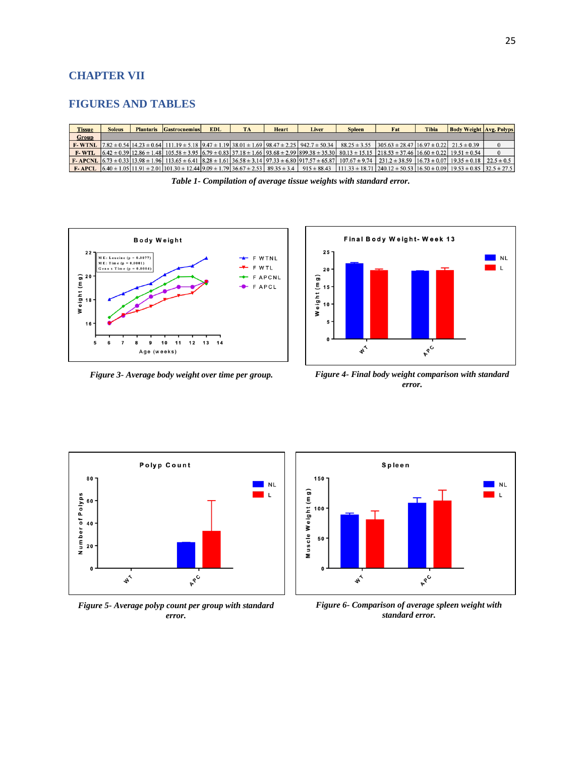# CHAPTER VII

## FIGURES AND TABLES

| Tissue / Group | Soleus | Plantaris | Gastrocnemius | EDL | TA | Heart | Liver | Spleen | Fat | Tibia | Body Weight | Avg. Polyps |
|---|---|---|---|---|---|---|---|---|---|---|---|---|
| F- WTNL | 7.82 ± 0.54 | 14.23 ± 0.64 | 111.19 ± 5.18 | 9.47 ± 1.19 | 38.01 ± 1.69 | 98.47 ± 2.25 | 942.7 ± 50.34 | 88.25 ± 3.55 | 305.63 ± 28.47 | 16.97 ± 0.22 | 21.5 ± 0.39 | 0 |
| F- WTL | 6.42 ± 0.39 | 12.86 ± 1.48 | 105.58 ± 3.95 | 6.79 ± 0.83 | 37.18 ± 1.66 | 93.68 ± 2.99 | 899.38 ± 35.30 | 80.13 ± 15.15 | 218.53 ± 37.46 | 16.60 ± 0.22 | 19.51 ± 0.54 | 0 |
| F- APCNL | 6.73 ± 0.33 | 13.98 ± 1.96 | 113.65 ± 6.41 | 8.28 ± 1.61 | 36.58 ± 3.14 | 97.33 ± 6.80 | 917.57 ± 65.87 | 107.67 ± 9.74 | 231.2 ± 38.59 | 16.73 ± 0.07 | 19.35 ± 0.18 | 22.5 ± 0.5 |
| F- APCL | 6.40 ± 1.05 | 11.91 ± 2.01 | 101.30 ± 12.44 | 9.09 ± 1.79 | 36.67 ± 2.53 | 89.35 ± 3.4 | 915 ± 88.43 | 111.33 ± 18.71 | 240.12 ± 50.53 | 16.50 ± 0.09 | 19.53 ± 0.85 | 32.5 ± 27.5 |

*Table 1- Compilation of average tissue weights with standard error.*

*Figure 3- Average body weight over time per group.*

*Figure 4- Final body weight comparison with standard error.*

*Figure 5- Average polyp count per group with standard error.*

*Figure 6- Comparison of average spleen weight with standard error.*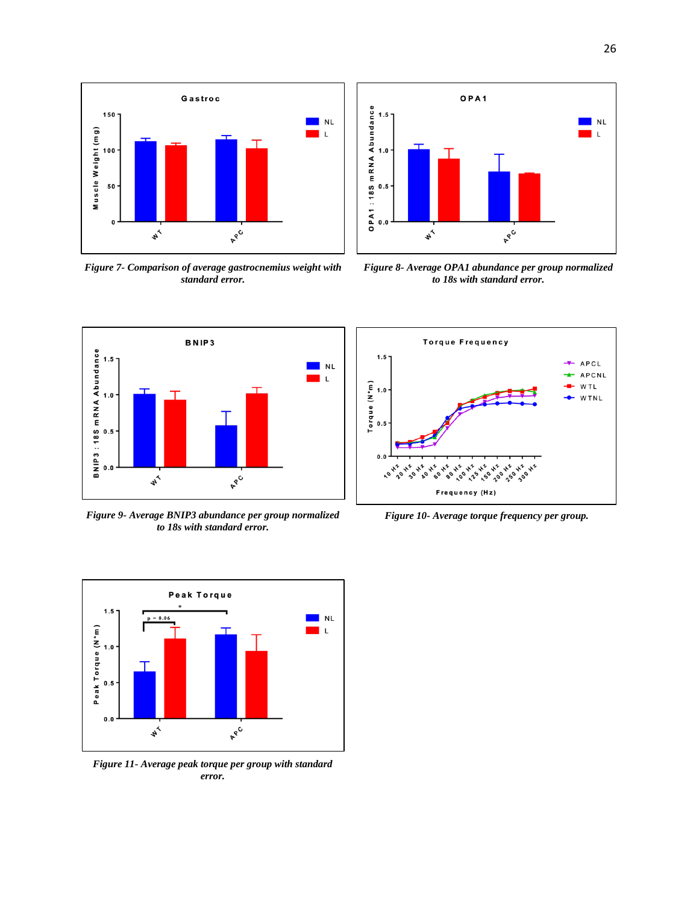*Figure 7- Comparison of average gastrocnemius weight with standard error.*

*Figure 8- Average OPA1 abundance per group normalized to 18s with standard error.*

*Figure 9- Average BNIP3 abundance per group normalized to 18s with standard error.*

*Figure 10- Average torque frequency per group.*

*Figure 11- Average peak torque per group with standard error.*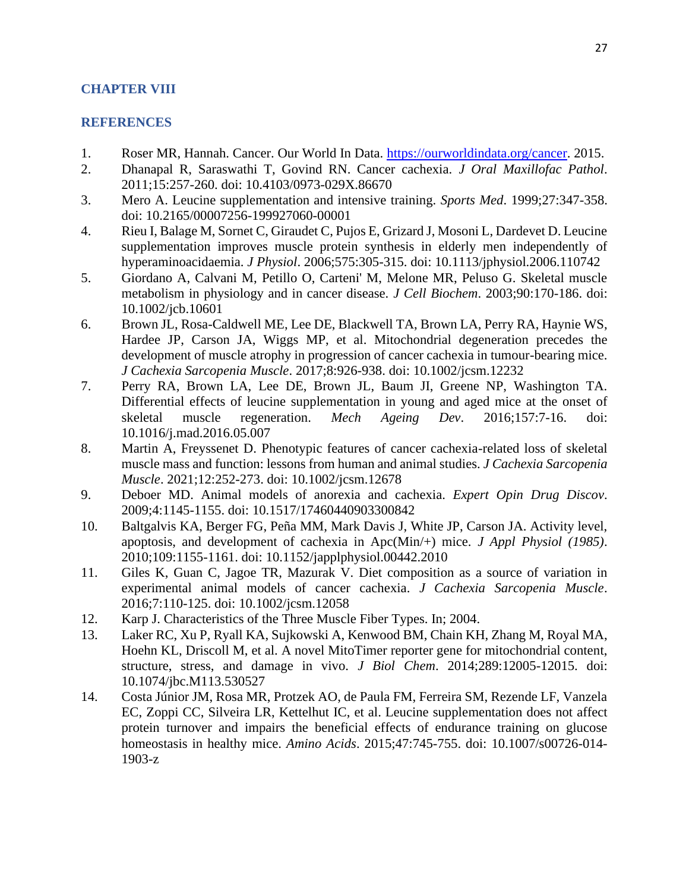# CHAPTER VIII

## REFERENCES

1. Roser MR, Hannah. Cancer. Our World In Data. https://ourworldindata.org/cancer. 2015.
2. Dhanapal R, Saraswathi T, Govind RN. Cancer cachexia. *J Oral Maxillofac Pathol*. 2011;15:257-260. doi: 10.4103/0973-029X.86670
3. Mero A. Leucine supplementation and intensive training. *Sports Med*. 1999;27:347-358. doi: 10.2165/00007256-199927060-00001
4. Rieu I, Balage M, Sornet C, Giraudet C, Pujos E, Grizard J, Mosoni L, Dardevet D. Leucine supplementation improves muscle protein synthesis in elderly men independently of hyperaminoacidaemia. *J Physiol*. 2006;575:305-315. doi: 10.1113/jphysiol.2006.110742
5. Giordano A, Calvani M, Petillo O, Carteni' M, Melone MR, Peluso G. Skeletal muscle metabolism in physiology and in cancer disease. *J Cell Biochem*. 2003;90:170-186. doi: 10.1002/jcb.10601
6. Brown JL, Rosa-Caldwell ME, Lee DE, Blackwell TA, Brown LA, Perry RA, Haynie WS, Hardee JP, Carson JA, Wiggs MP, et al. Mitochondrial degeneration precedes the development of muscle atrophy in progression of cancer cachexia in tumour-bearing mice. *J Cachexia Sarcopenia Muscle*. 2017;8:926-938. doi: 10.1002/jcsm.12232
7. Perry RA, Brown LA, Lee DE, Brown JL, Baum JI, Greene NP, Washington TA. Differential effects of leucine supplementation in young and aged mice at the onset of skeletal muscle regeneration. *Mech Ageing Dev*. 2016;157:7-16. doi: 10.1016/j.mad.2016.05.007
8. Martin A, Freyssenet D. Phenotypic features of cancer cachexia-related loss of skeletal muscle mass and function: lessons from human and animal studies. *J Cachexia Sarcopenia Muscle*. 2021;12:252-273. doi: 10.1002/jcsm.12678
9. Deboer MD. Animal models of anorexia and cachexia. *Expert Opin Drug Discov*. 2009;4:1145-1155. doi: 10.1517/17460440903300842
10. Baltgalvis KA, Berger FG, Peña MM, Mark Davis J, White JP, Carson JA. Activity level, apoptosis, and development of cachexia in Apc(Min/+) mice. *J Appl Physiol (1985)*. 2010;109:1155-1161. doi: 10.1152/japplphysiol.00442.2010
11. Giles K, Guan C, Jagoe TR, Mazurak V. Diet composition as a source of variation in experimental animal models of cancer cachexia. *J Cachexia Sarcopenia Muscle*. 2016;7:110-125. doi: 10.1002/jcsm.12058
12. Karp J. Characteristics of the Three Muscle Fiber Types. In; 2004.
13. Laker RC, Xu P, Ryall KA, Sujkowski A, Kenwood BM, Chain KH, Zhang M, Royal MA, Hoehn KL, Driscoll M, et al. A novel MitoTimer reporter gene for mitochondrial content, structure, stress, and damage in vivo. *J Biol Chem*. 2014;289:12005-12015. doi: 10.1074/jbc.M113.530527
14. Costa Júnior JM, Rosa MR, Protzek AO, de Paula FM, Ferreira SM, Rezende LF, Vanzela EC, Zoppi CC, Silveira LR, Kettelhut IC, et al. Leucine supplementation does not affect protein turnover and impairs the beneficial effects of endurance training on glucose homeostasis in healthy mice. *Amino Acids*. 2015;47:745-755. doi: 10.1007/s00726-014-1903-z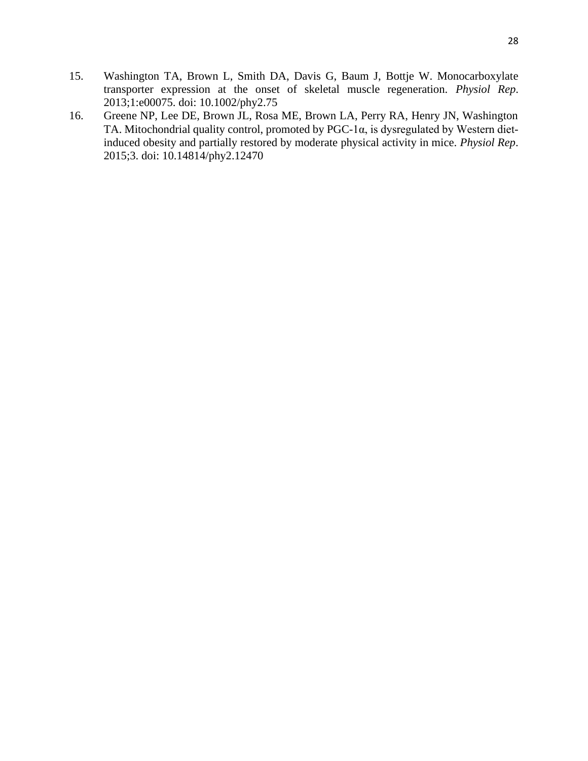15. Washington TA, Brown L, Smith DA, Davis G, Baum J, Bottje W. Monocarboxylate transporter expression at the onset of skeletal muscle regeneration. *Physiol Rep*. 2013;1:e00075. doi: 10.1002/phy2.75
16. Greene NP, Lee DE, Brown JL, Rosa ME, Brown LA, Perry RA, Henry JN, Washington TA. Mitochondrial quality control, promoted by PGC-1α, is dysregulated by Western diet-induced obesity and partially restored by moderate physical activity in mice. *Physiol Rep*. 2015;3. doi: 10.14814/phy2.12470